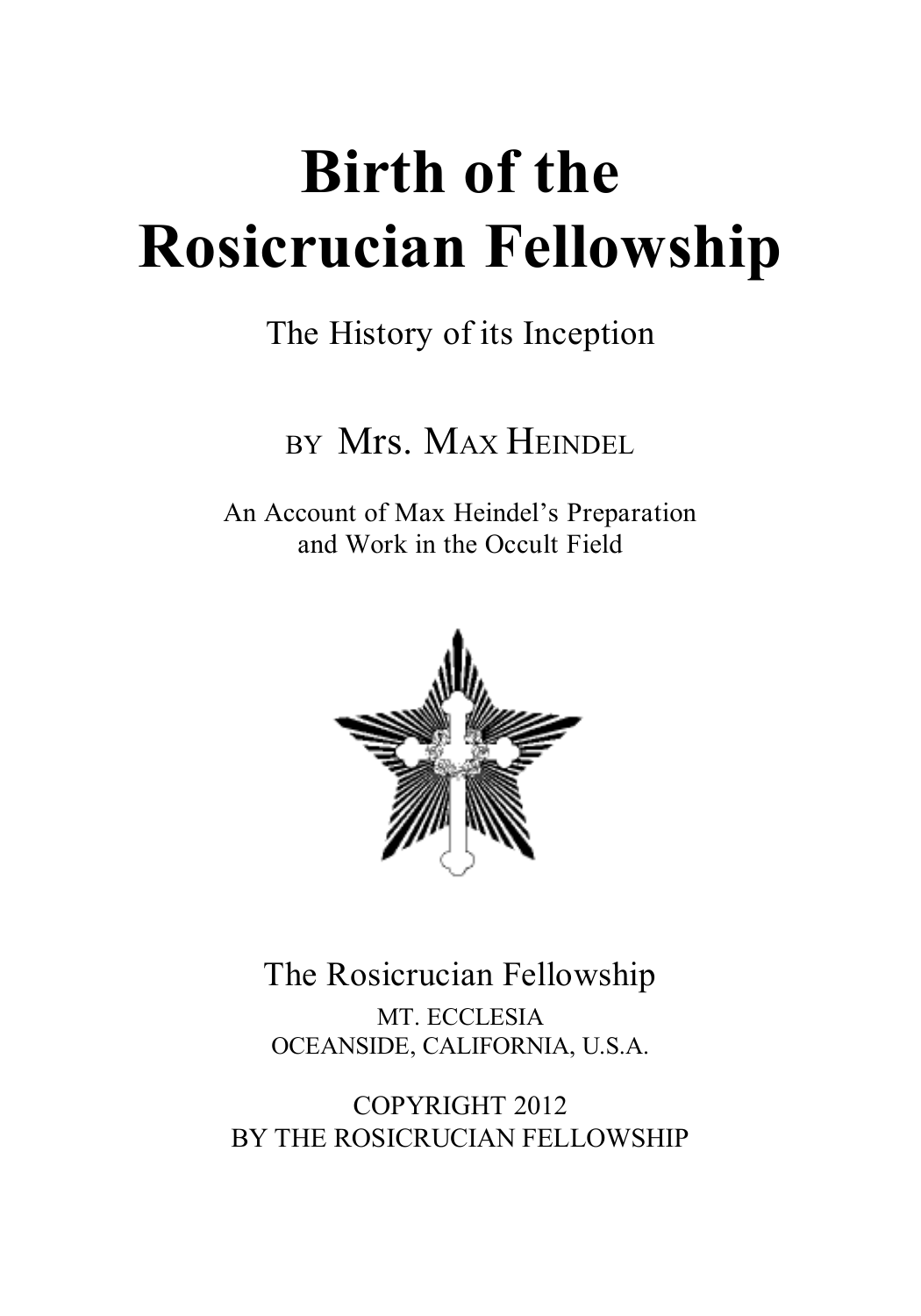# Birth of the Rosicrucian Fellowship

The History of its Inception

BY Mrs. MAX HEINDEL

An Account of Max Heindel's Preparation and Work in the Occult Field

The Rosicrucian Fellowship

MT. ECCLESIA
OCEANSIDE, CALIFORNIA, U.S.A.

COPYRIGHT 2012
BY THE ROSICRUCIAN FELLOWSHIP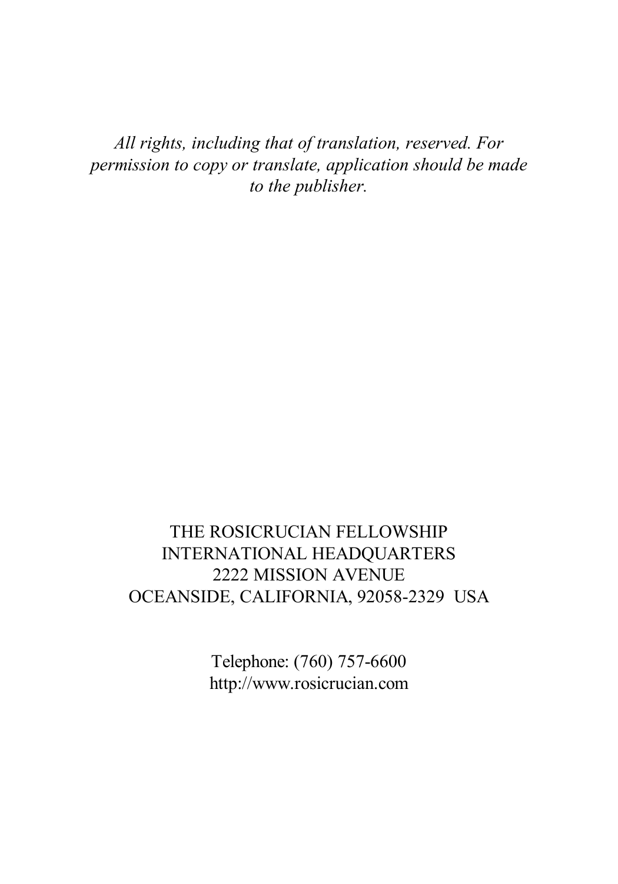*All rights, including that of translation, reserved. For permission to copy or translate, application should be made to the publisher.*

THE ROSICRUCIAN FELLOWSHIP
INTERNATIONAL HEADQUARTERS
2222 MISSION AVENUE
OCEANSIDE, CALIFORNIA, 92058-2329 USA

Telephone: (760) 757-6600
http://www.rosicrucian.com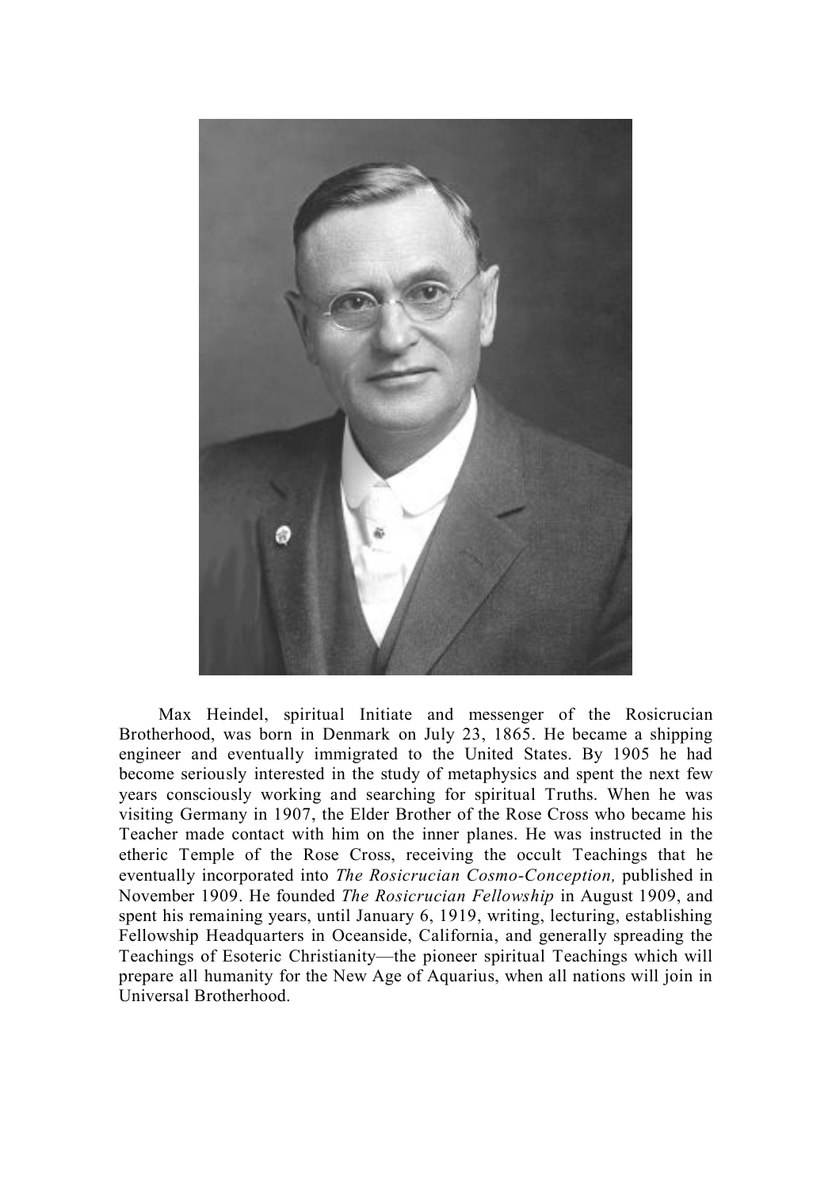Max Heindel, spiritual Initiate and messenger of the Rosicrucian Brotherhood, was born in Denmark on July 23, 1865. He became a shipping engineer and eventually immigrated to the United States. By 1905 he had become seriously interested in the study of metaphysics and spent the next few years consciously working and searching for spiritual Truths. When he was visiting Germany in 1907, the Elder Brother of the Rose Cross who became his Teacher made contact with him on the inner planes. He was instructed in the etheric Temple of the Rose Cross, receiving the occult Teachings that he eventually incorporated into *The Rosicrucian Cosmo-Conception,* published in November 1909. He founded *The Rosicrucian Fellowship* in August 1909, and spent his remaining years, until January 6, 1919, writing, lecturing, establishing Fellowship Headquarters in Oceanside, California, and generally spreading the Teachings of Esoteric Christianity—the pioneer spiritual Teachings which will prepare all humanity for the New Age of Aquarius, when all nations will join in Universal Brotherhood.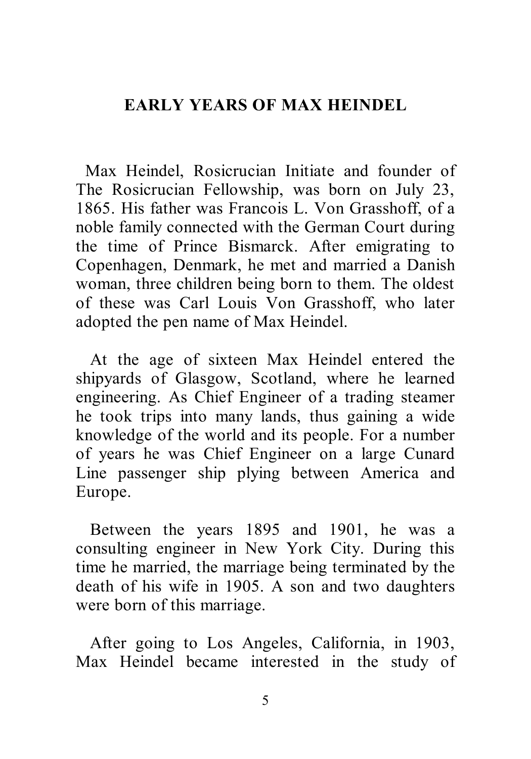# EARLY YEARS OF MAX HEINDEL

Max Heindel, Rosicrucian Initiate and founder of The Rosicrucian Fellowship, was born on July 23, 1865. His father was Francois L. Von Grasshoff, of a noble family connected with the German Court during the time of Prince Bismarck. After emigrating to Copenhagen, Denmark, he met and married a Danish woman, three children being born to them. The oldest of these was Carl Louis Von Grasshoff, who later adopted the pen name of Max Heindel.

At the age of sixteen Max Heindel entered the shipyards of Glasgow, Scotland, where he learned engineering. As Chief Engineer of a trading steamer he took trips into many lands, thus gaining a wide knowledge of the world and its people. For a number of years he was Chief Engineer on a large Cunard Line passenger ship plying between America and Europe.

Between the years 1895 and 1901, he was a consulting engineer in New York City. During this time he married, the marriage being terminated by the death of his wife in 1905. A son and two daughters were born of this marriage.

After going to Los Angeles, California, in 1903, Max Heindel became interested in the study of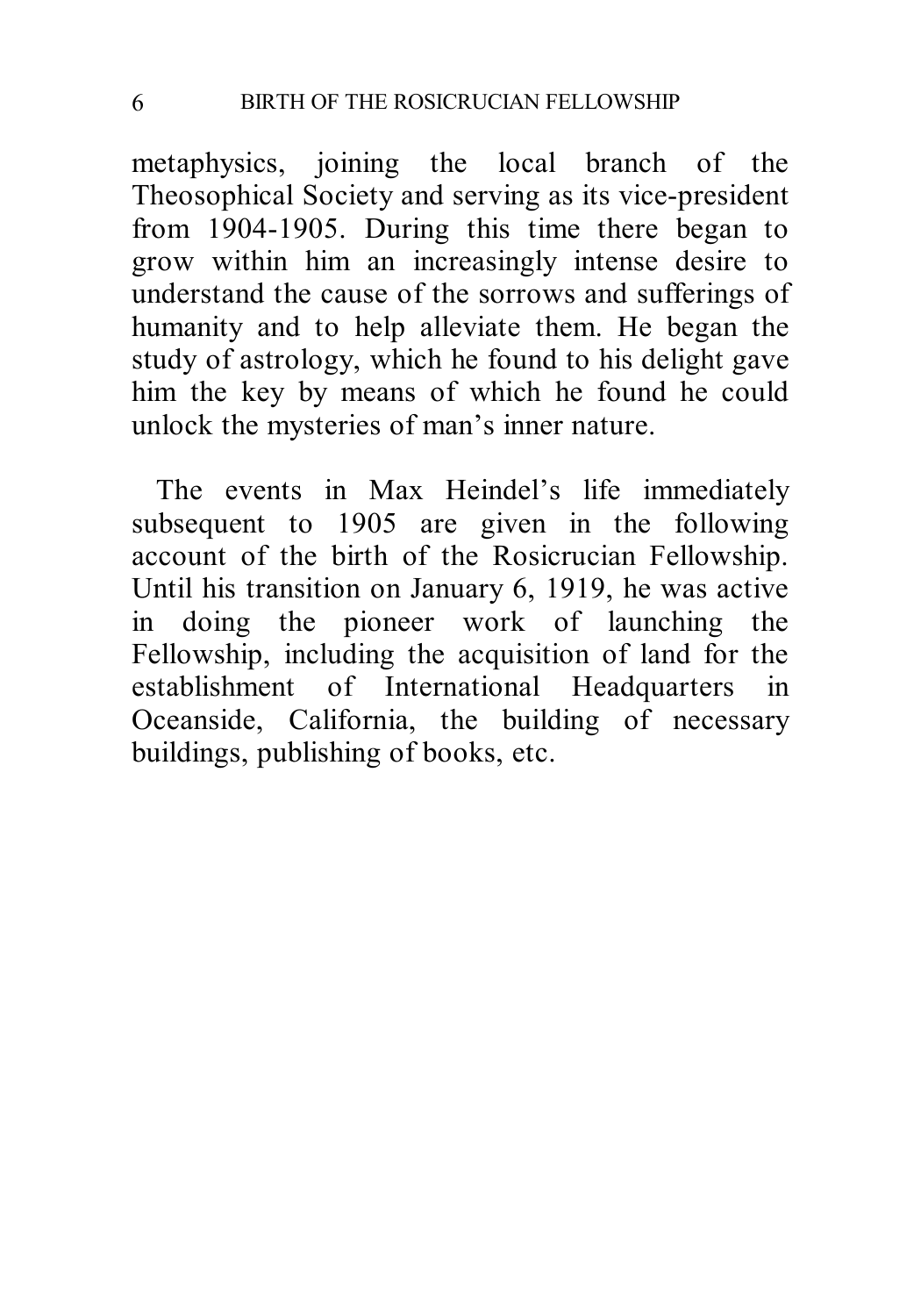metaphysics, joining the local branch of the Theosophical Society and serving as its vice-president from 1904-1905. During this time there began to grow within him an increasingly intense desire to understand the cause of the sorrows and sufferings of humanity and to help alleviate them. He began the study of astrology, which he found to his delight gave him the key by means of which he found he could unlock the mysteries of man's inner nature.

The events in Max Heindel's life immediately subsequent to 1905 are given in the following account of the birth of the Rosicrucian Fellowship. Until his transition on January 6, 1919, he was active in doing the pioneer work of launching the Fellowship, including the acquisition of land for the establishment of International Headquarters in Oceanside, California, the building of necessary buildings, publishing of books, etc.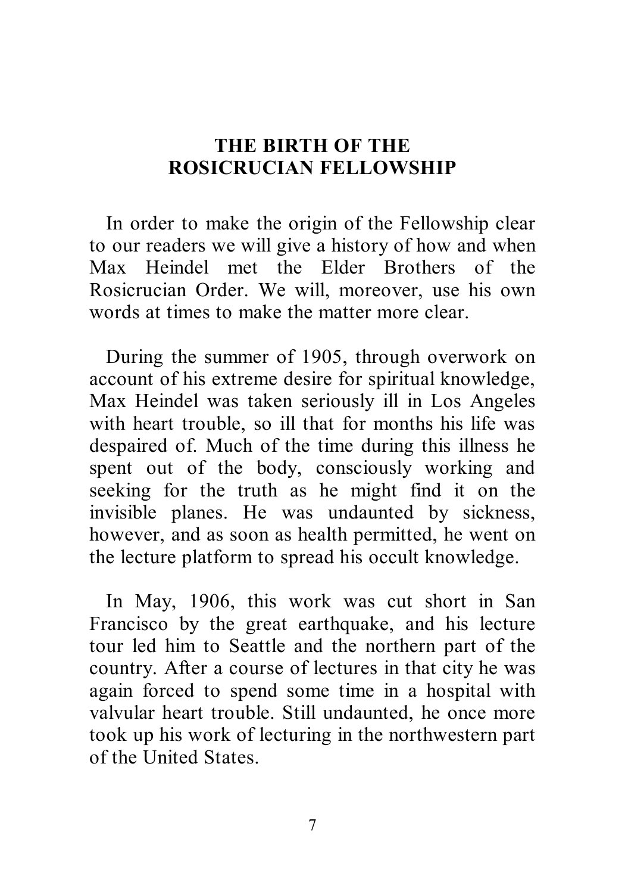# THE BIRTH OF THE ROSICRUCIAN FELLOWSHIP

In order to make the origin of the Fellowship clear to our readers we will give a history of how and when Max Heindel met the Elder Brothers of the Rosicrucian Order. We will, moreover, use his own words at times to make the matter more clear.

During the summer of 1905, through overwork on account of his extreme desire for spiritual knowledge, Max Heindel was taken seriously ill in Los Angeles with heart trouble, so ill that for months his life was despaired of. Much of the time during this illness he spent out of the body, consciously working and seeking for the truth as he might find it on the invisible planes. He was undaunted by sickness, however, and as soon as health permitted, he went on the lecture platform to spread his occult knowledge.

In May, 1906, this work was cut short in San Francisco by the great earthquake, and his lecture tour led him to Seattle and the northern part of the country. After a course of lectures in that city he was again forced to spend some time in a hospital with valvular heart trouble. Still undaunted, he once more took up his work of lecturing in the northwestern part of the United States.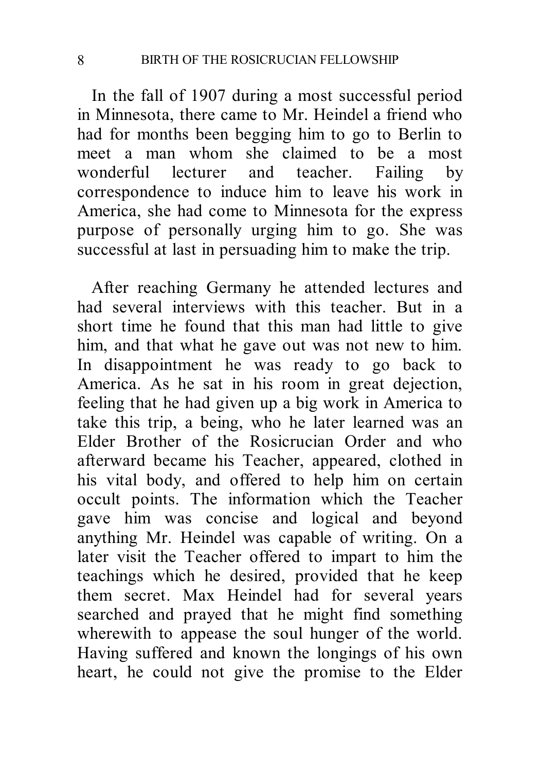In the fall of 1907 during a most successful period in Minnesota, there came to Mr. Heindel a friend who had for months been begging him to go to Berlin to meet a man whom she claimed to be a most wonderful lecturer and teacher. Failing by correspondence to induce him to leave his work in America, she had come to Minnesota for the express purpose of personally urging him to go. She was successful at last in persuading him to make the trip.

After reaching Germany he attended lectures and had several interviews with this teacher. But in a short time he found that this man had little to give him, and that what he gave out was not new to him. In disappointment he was ready to go back to America. As he sat in his room in great dejection, feeling that he had given up a big work in America to take this trip, a being, who he later learned was an Elder Brother of the Rosicrucian Order and who afterward became his Teacher, appeared, clothed in his vital body, and offered to help him on certain occult points. The information which the Teacher gave him was concise and logical and beyond anything Mr. Heindel was capable of writing. On a later visit the Teacher offered to impart to him the teachings which he desired, provided that he keep them secret. Max Heindel had for several years searched and prayed that he might find something wherewith to appease the soul hunger of the world. Having suffered and known the longings of his own heart, he could not give the promise to the Elder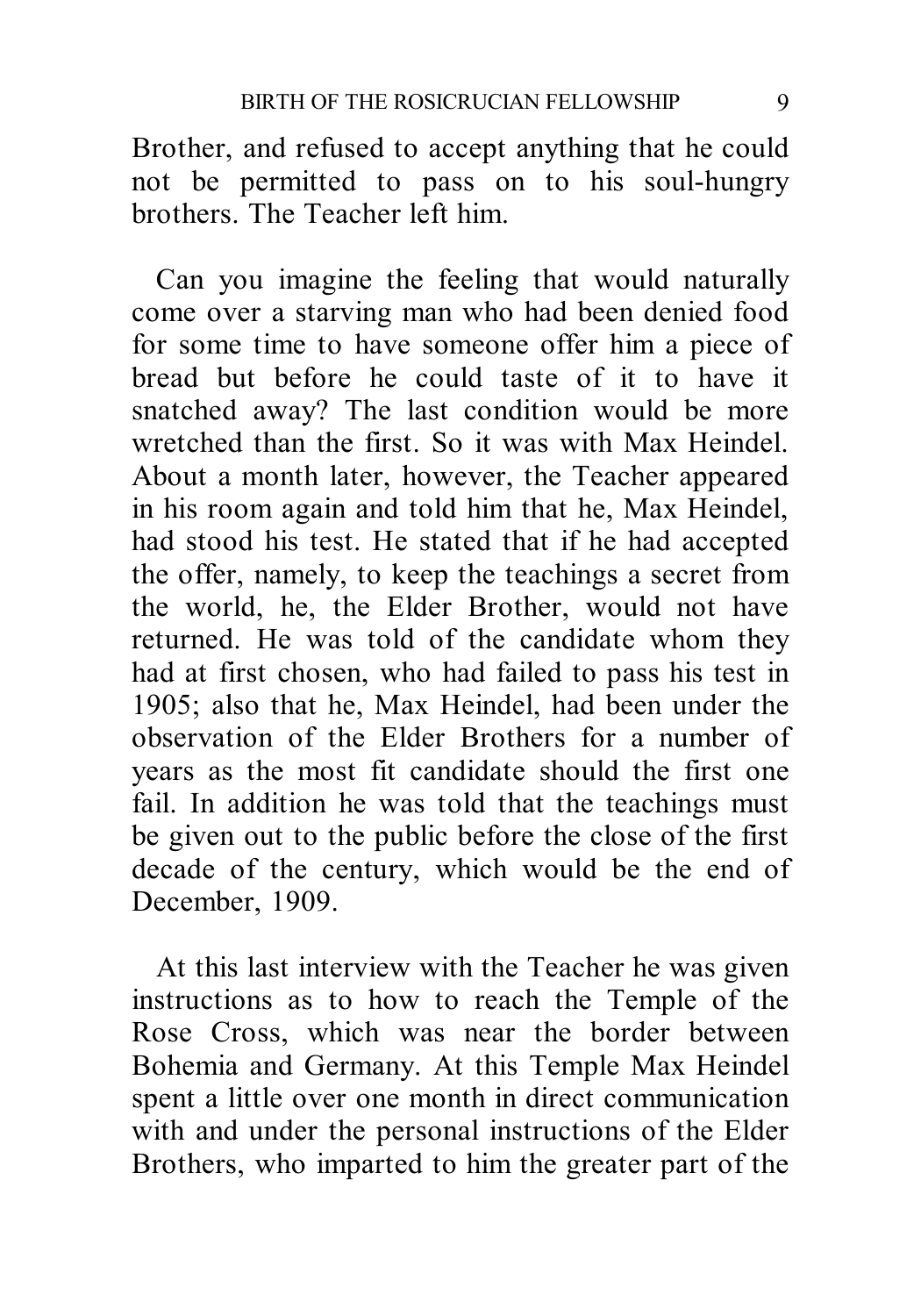Brother, and refused to accept anything that he could not be permitted to pass on to his soul-hungry brothers. The Teacher left him.

Can you imagine the feeling that would naturally come over a starving man who had been denied food for some time to have someone offer him a piece of bread but before he could taste of it to have it snatched away? The last condition would be more wretched than the first. So it was with Max Heindel. About a month later, however, the Teacher appeared in his room again and told him that he, Max Heindel, had stood his test. He stated that if he had accepted the offer, namely, to keep the teachings a secret from the world, he, the Elder Brother, would not have returned. He was told of the candidate whom they had at first chosen, who had failed to pass his test in 1905; also that he, Max Heindel, had been under the observation of the Elder Brothers for a number of years as the most fit candidate should the first one fail. In addition he was told that the teachings must be given out to the public before the close of the first decade of the century, which would be the end of December, 1909.

At this last interview with the Teacher he was given instructions as to how to reach the Temple of the Rose Cross, which was near the border between Bohemia and Germany. At this Temple Max Heindel spent a little over one month in direct communication with and under the personal instructions of the Elder Brothers, who imparted to him the greater part of the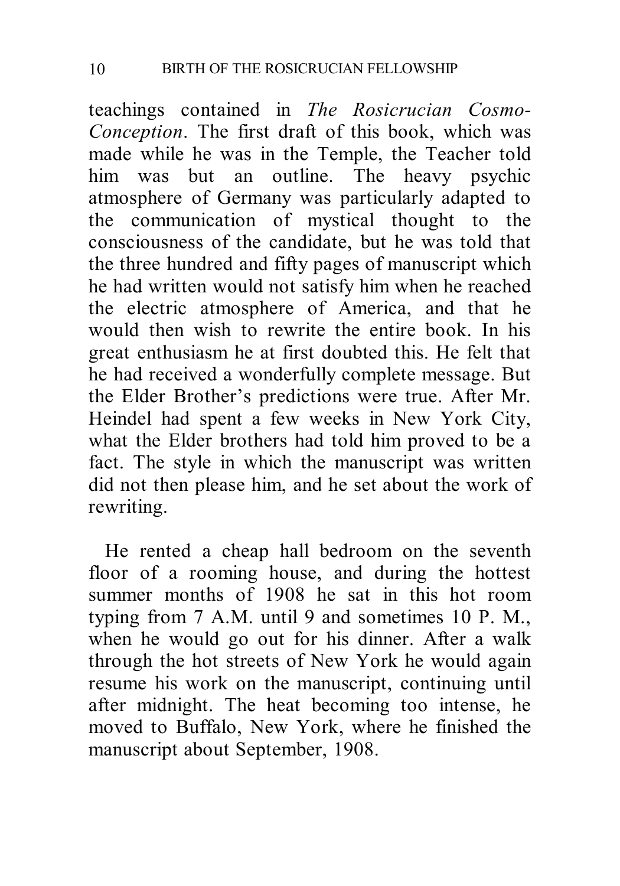teachings contained in *The Rosicrucian Cosmo-Conception*. The first draft of this book, which was made while he was in the Temple, the Teacher told him was but an outline. The heavy psychic atmosphere of Germany was particularly adapted to the communication of mystical thought to the consciousness of the candidate, but he was told that the three hundred and fifty pages of manuscript which he had written would not satisfy him when he reached the electric atmosphere of America, and that he would then wish to rewrite the entire book. In his great enthusiasm he at first doubted this. He felt that he had received a wonderfully complete message. But the Elder Brother's predictions were true. After Mr. Heindel had spent a few weeks in New York City, what the Elder brothers had told him proved to be a fact. The style in which the manuscript was written did not then please him, and he set about the work of rewriting.

He rented a cheap hall bedroom on the seventh floor of a rooming house, and during the hottest summer months of 1908 he sat in this hot room typing from 7 A.M. until 9 and sometimes 10 P. M., when he would go out for his dinner. After a walk through the hot streets of New York he would again resume his work on the manuscript, continuing until after midnight. The heat becoming too intense, he moved to Buffalo, New York, where he finished the manuscript about September, 1908.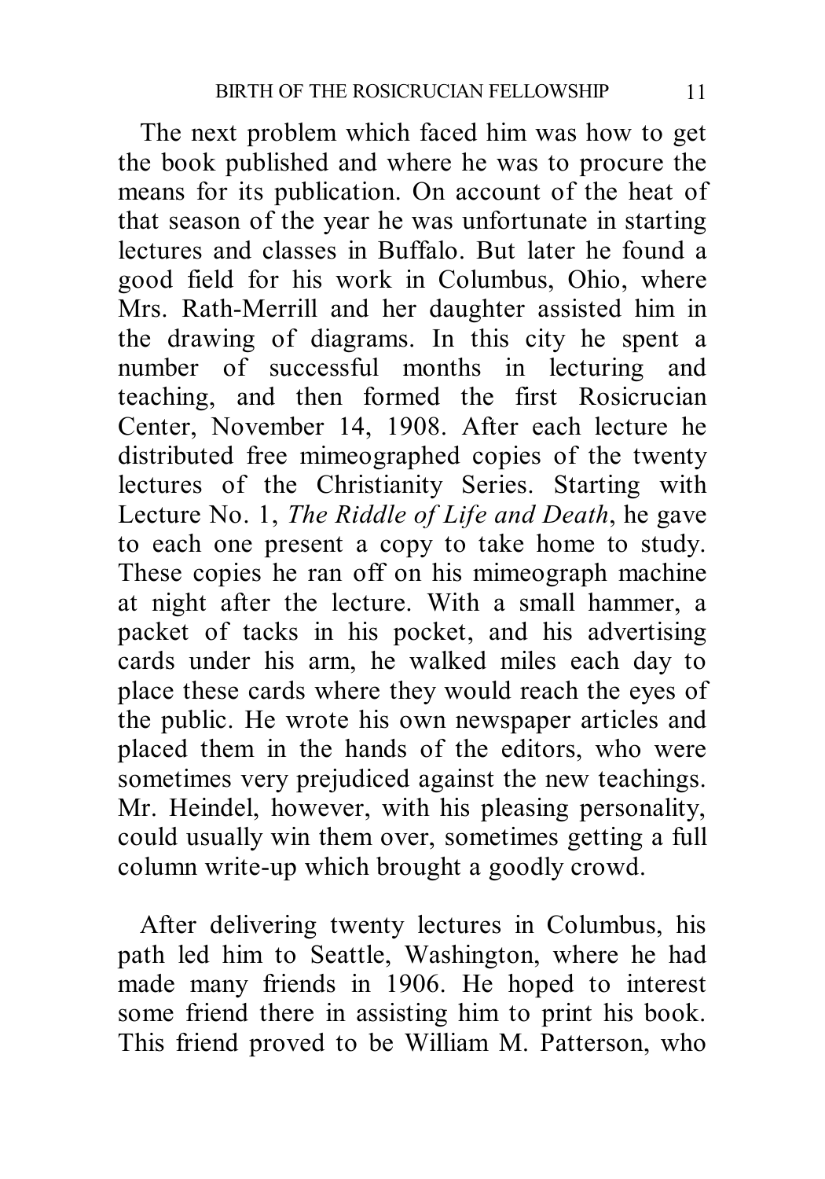The next problem which faced him was how to get the book published and where he was to procure the means for its publication. On account of the heat of that season of the year he was unfortunate in starting lectures and classes in Buffalo. But later he found a good field for his work in Columbus, Ohio, where Mrs. Rath-Merrill and her daughter assisted him in the drawing of diagrams. In this city he spent a number of successful months in lecturing and teaching, and then formed the first Rosicrucian Center, November 14, 1908. After each lecture he distributed free mimeographed copies of the twenty lectures of the Christianity Series. Starting with Lecture No. 1, *The Riddle of Life and Death*, he gave to each one present a copy to take home to study. These copies he ran off on his mimeograph machine at night after the lecture. With a small hammer, a packet of tacks in his pocket, and his advertising cards under his arm, he walked miles each day to place these cards where they would reach the eyes of the public. He wrote his own newspaper articles and placed them in the hands of the editors, who were sometimes very prejudiced against the new teachings. Mr. Heindel, however, with his pleasing personality, could usually win them over, sometimes getting a full column write-up which brought a goodly crowd.

After delivering twenty lectures in Columbus, his path led him to Seattle, Washington, where he had made many friends in 1906. He hoped to interest some friend there in assisting him to print his book. This friend proved to be William M. Patterson, who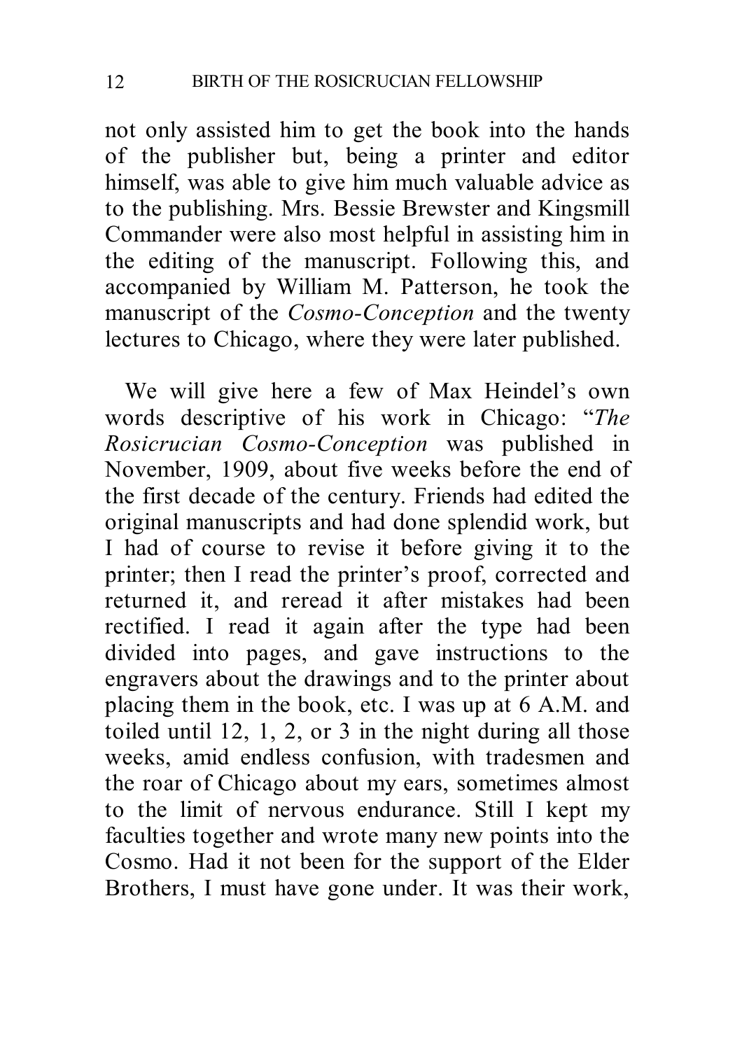not only assisted him to get the book into the hands of the publisher but, being a printer and editor himself, was able to give him much valuable advice as to the publishing. Mrs. Bessie Brewster and Kingsmill Commander were also most helpful in assisting him in the editing of the manuscript. Following this, and accompanied by William M. Patterson, he took the manuscript of the *Cosmo-Conception* and the twenty lectures to Chicago, where they were later published.

We will give here a few of Max Heindel's own words descriptive of his work in Chicago: "*The Rosicrucian Cosmo-Conception* was published in November, 1909, about five weeks before the end of the first decade of the century. Friends had edited the original manuscripts and had done splendid work, but I had of course to revise it before giving it to the printer; then I read the printer's proof, corrected and returned it, and reread it after mistakes had been rectified. I read it again after the type had been divided into pages, and gave instructions to the engravers about the drawings and to the printer about placing them in the book, etc. I was up at 6 A.M. and toiled until 12, 1, 2, or 3 in the night during all those weeks, amid endless confusion, with tradesmen and the roar of Chicago about my ears, sometimes almost to the limit of nervous endurance. Still I kept my faculties together and wrote many new points into the Cosmo. Had it not been for the support of the Elder Brothers, I must have gone under. It was their work,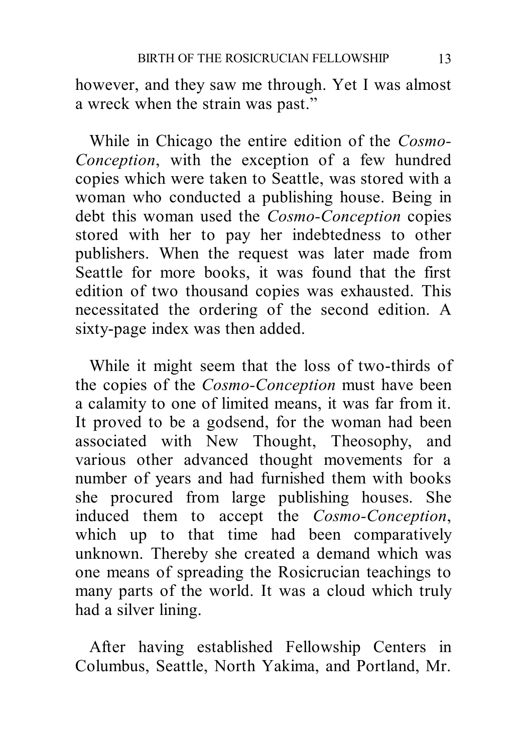however, and they saw me through. Yet I was almost a wreck when the strain was past."

While in Chicago the entire edition of the *Cosmo-Conception*, with the exception of a few hundred copies which were taken to Seattle, was stored with a woman who conducted a publishing house. Being in debt this woman used the *Cosmo-Conception* copies stored with her to pay her indebtedness to other publishers. When the request was later made from Seattle for more books, it was found that the first edition of two thousand copies was exhausted. This necessitated the ordering of the second edition. A sixty-page index was then added.

While it might seem that the loss of two-thirds of the copies of the *Cosmo-Conception* must have been a calamity to one of limited means, it was far from it. It proved to be a godsend, for the woman had been associated with New Thought, Theosophy, and various other advanced thought movements for a number of years and had furnished them with books she procured from large publishing houses. She induced them to accept the *Cosmo-Conception*, which up to that time had been comparatively unknown. Thereby she created a demand which was one means of spreading the Rosicrucian teachings to many parts of the world. It was a cloud which truly had a silver lining.

After having established Fellowship Centers in Columbus, Seattle, North Yakima, and Portland, Mr.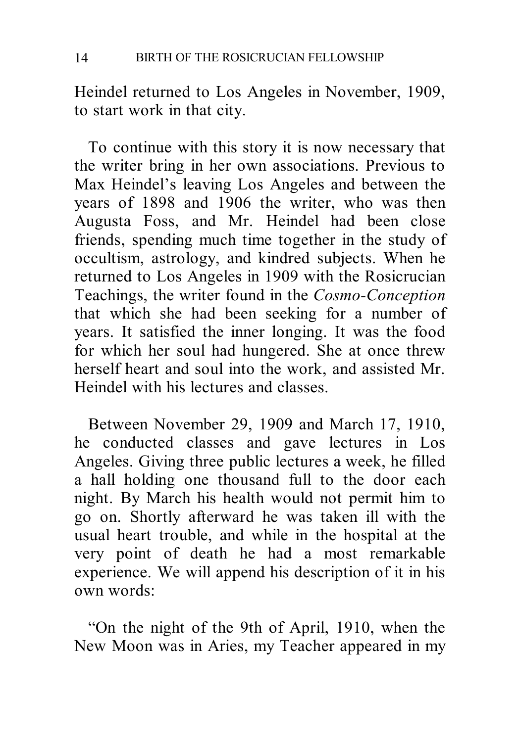Heindel returned to Los Angeles in November, 1909, to start work in that city.

To continue with this story it is now necessary that the writer bring in her own associations. Previous to Max Heindel's leaving Los Angeles and between the years of 1898 and 1906 the writer, who was then Augusta Foss, and Mr. Heindel had been close friends, spending much time together in the study of occultism, astrology, and kindred subjects. When he returned to Los Angeles in 1909 with the Rosicrucian Teachings, the writer found in the *Cosmo-Conception* that which she had been seeking for a number of years. It satisfied the inner longing. It was the food for which her soul had hungered. She at once threw herself heart and soul into the work, and assisted Mr. Heindel with his lectures and classes.

Between November 29, 1909 and March 17, 1910, he conducted classes and gave lectures in Los Angeles. Giving three public lectures a week, he filled a hall holding one thousand full to the door each night. By March his health would not permit him to go on. Shortly afterward he was taken ill with the usual heart trouble, and while in the hospital at the very point of death he had a most remarkable experience. We will append his description of it in his own words:

"On the night of the 9th of April, 1910, when the New Moon was in Aries, my Teacher appeared in my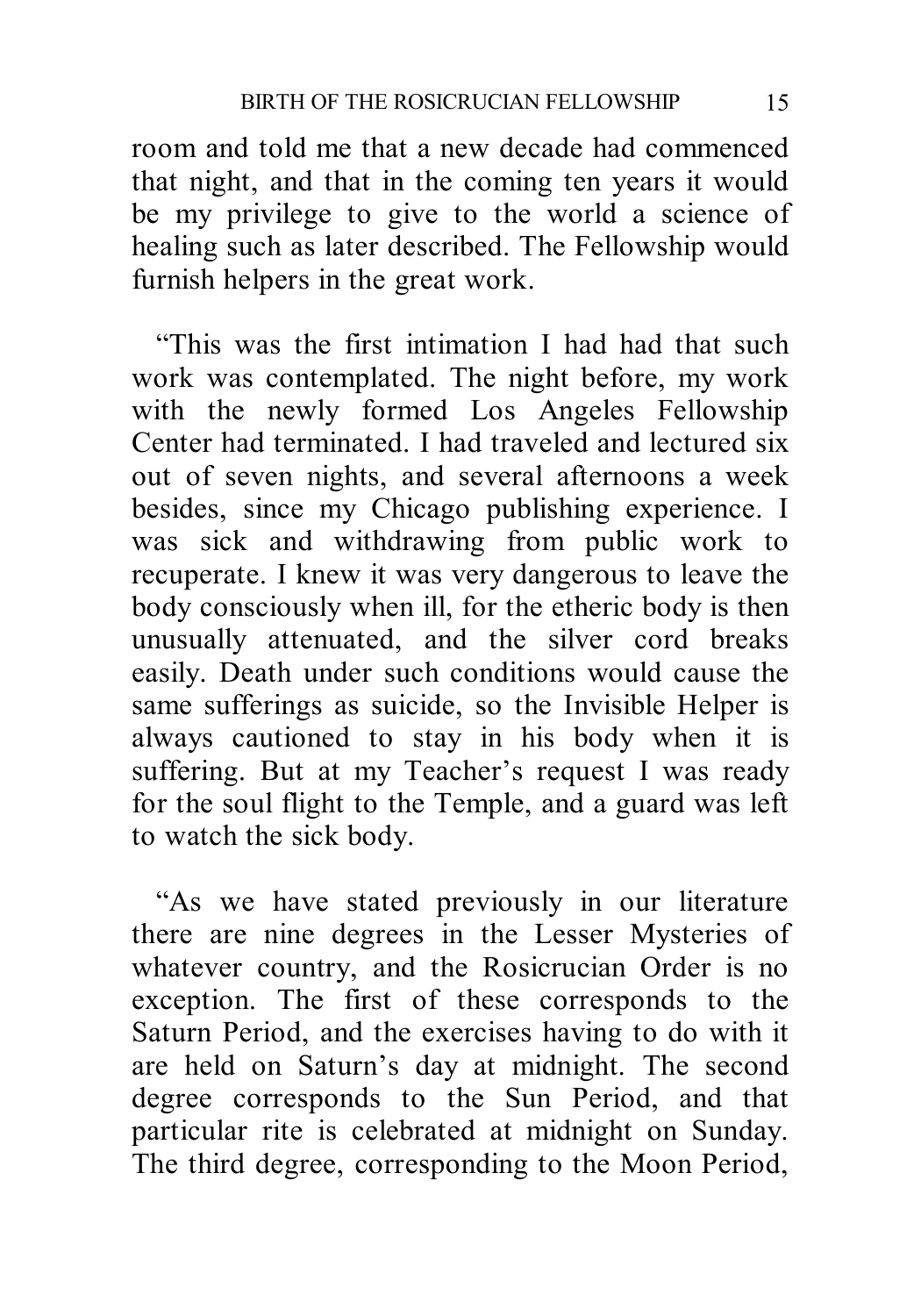room and told me that a new decade had commenced that night, and that in the coming ten years it would be my privilege to give to the world a science of healing such as later described. The Fellowship would furnish helpers in the great work.

"This was the first intimation I had had that such work was contemplated. The night before, my work with the newly formed Los Angeles Fellowship Center had terminated. I had traveled and lectured six out of seven nights, and several afternoons a week besides, since my Chicago publishing experience. I was sick and withdrawing from public work to recuperate. I knew it was very dangerous to leave the body consciously when ill, for the etheric body is then unusually attenuated, and the silver cord breaks easily. Death under such conditions would cause the same sufferings as suicide, so the Invisible Helper is always cautioned to stay in his body when it is suffering. But at my Teacher's request I was ready for the soul flight to the Temple, and a guard was left to watch the sick body.

"As we have stated previously in our literature there are nine degrees in the Lesser Mysteries of whatever country, and the Rosicrucian Order is no exception. The first of these corresponds to the Saturn Period, and the exercises having to do with it are held on Saturn's day at midnight. The second degree corresponds to the Sun Period, and that particular rite is celebrated at midnight on Sunday. The third degree, corresponding to the Moon Period,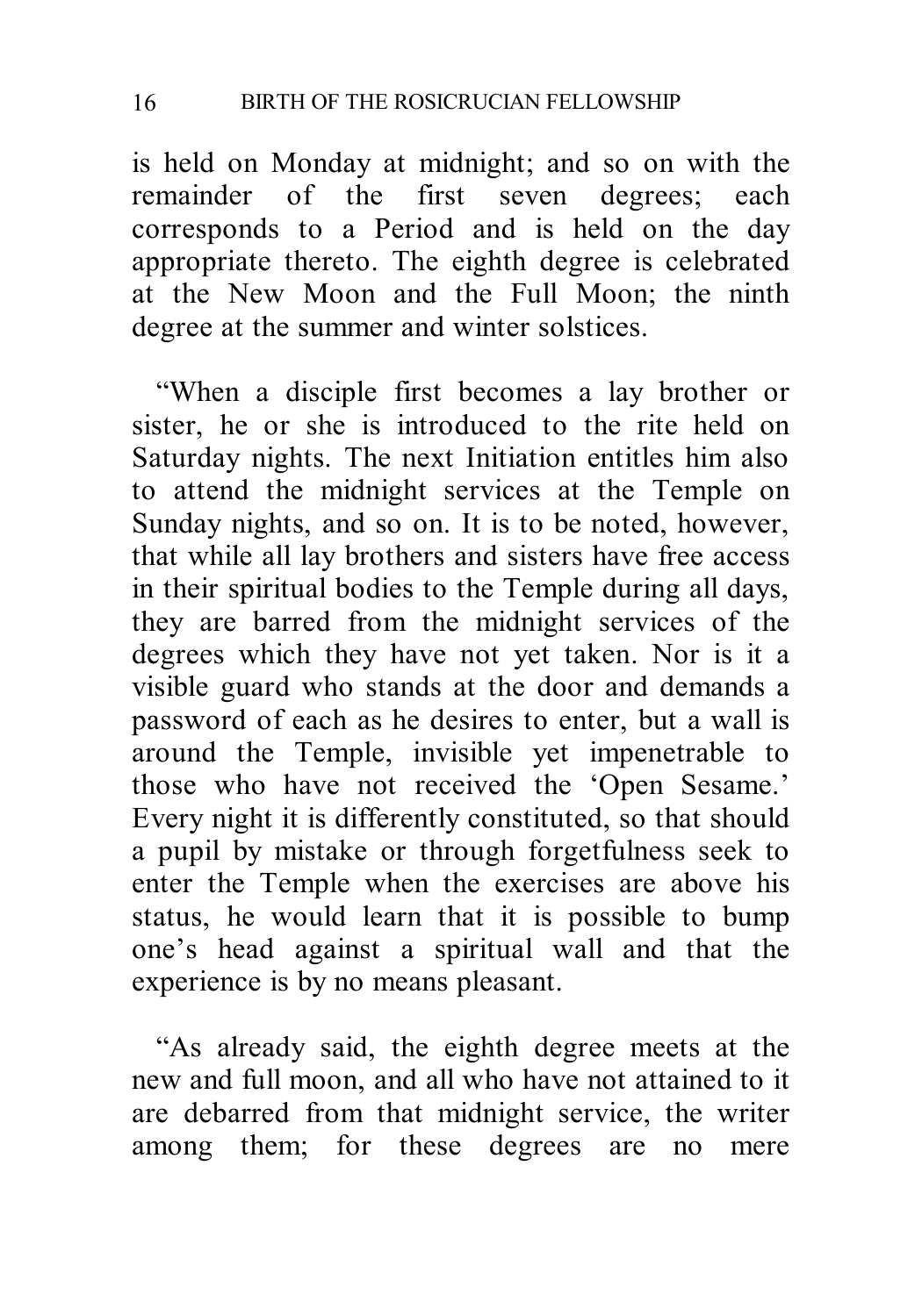is held on Monday at midnight; and so on with the remainder of the first seven degrees; each corresponds to a Period and is held on the day appropriate thereto. The eighth degree is celebrated at the New Moon and the Full Moon; the ninth degree at the summer and winter solstices.

"When a disciple first becomes a lay brother or sister, he or she is introduced to the rite held on Saturday nights. The next Initiation entitles him also to attend the midnight services at the Temple on Sunday nights, and so on. It is to be noted, however, that while all lay brothers and sisters have free access in their spiritual bodies to the Temple during all days, they are barred from the midnight services of the degrees which they have not yet taken. Nor is it a visible guard who stands at the door and demands a password of each as he desires to enter, but a wall is around the Temple, invisible yet impenetrable to those who have not received the 'Open Sesame.' Every night it is differently constituted, so that should a pupil by mistake or through forgetfulness seek to enter the Temple when the exercises are above his status, he would learn that it is possible to bump one's head against a spiritual wall and that the experience is by no means pleasant.

"As already said, the eighth degree meets at the new and full moon, and all who have not attained to it are debarred from that midnight service, the writer among them; for these degrees are no mere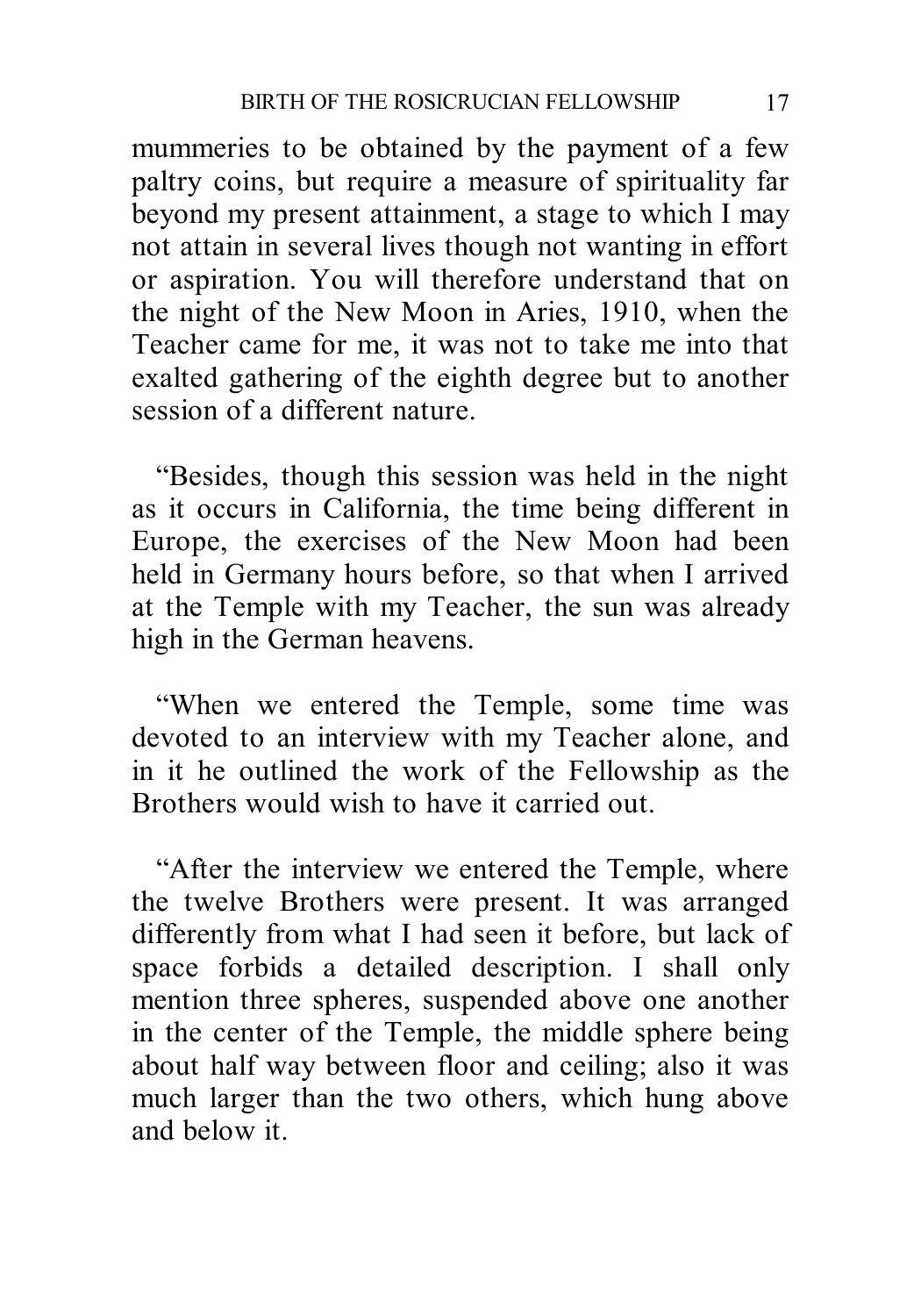mummeries to be obtained by the payment of a few paltry coins, but require a measure of spirituality far beyond my present attainment, a stage to which I may not attain in several lives though not wanting in effort or aspiration. You will therefore understand that on the night of the New Moon in Aries, 1910, when the Teacher came for me, it was not to take me into that exalted gathering of the eighth degree but to another session of a different nature.

"Besides, though this session was held in the night as it occurs in California, the time being different in Europe, the exercises of the New Moon had been held in Germany hours before, so that when I arrived at the Temple with my Teacher, the sun was already high in the German heavens.

"When we entered the Temple, some time was devoted to an interview with my Teacher alone, and in it he outlined the work of the Fellowship as the Brothers would wish to have it carried out.

"After the interview we entered the Temple, where the twelve Brothers were present. It was arranged differently from what I had seen it before, but lack of space forbids a detailed description. I shall only mention three spheres, suspended above one another in the center of the Temple, the middle sphere being about half way between floor and ceiling; also it was much larger than the two others, which hung above and below it.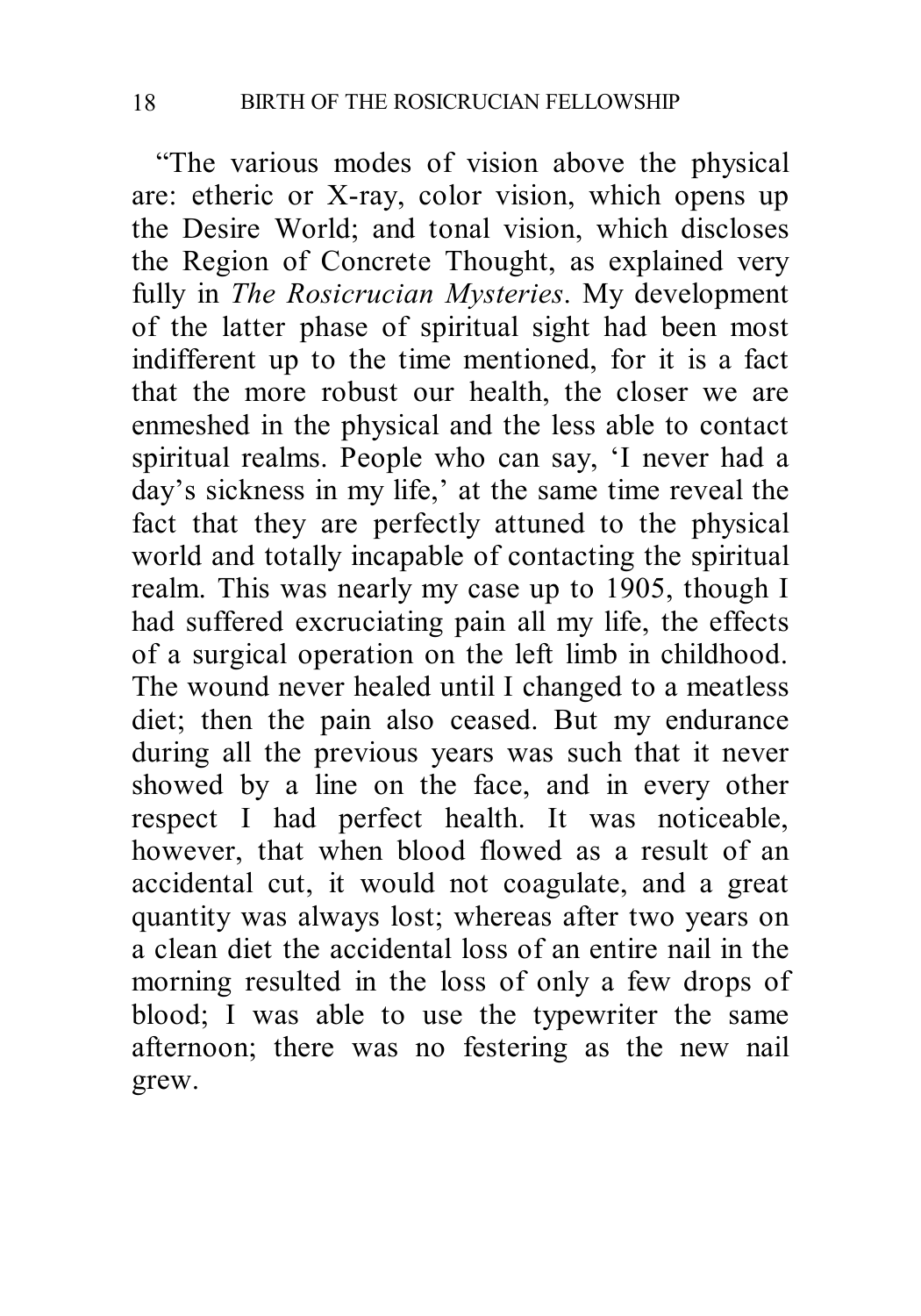"The various modes of vision above the physical are: etheric or X-ray, color vision, which opens up the Desire World; and tonal vision, which discloses the Region of Concrete Thought, as explained very fully in *The Rosicrucian Mysteries*. My development of the latter phase of spiritual sight had been most indifferent up to the time mentioned, for it is a fact that the more robust our health, the closer we are enmeshed in the physical and the less able to contact spiritual realms. People who can say, 'I never had a day's sickness in my life,' at the same time reveal the fact that they are perfectly attuned to the physical world and totally incapable of contacting the spiritual realm. This was nearly my case up to 1905, though I had suffered excruciating pain all my life, the effects of a surgical operation on the left limb in childhood. The wound never healed until I changed to a meatless diet; then the pain also ceased. But my endurance during all the previous years was such that it never showed by a line on the face, and in every other respect I had perfect health. It was noticeable, however, that when blood flowed as a result of an accidental cut, it would not coagulate, and a great quantity was always lost; whereas after two years on a clean diet the accidental loss of an entire nail in the morning resulted in the loss of only a few drops of blood; I was able to use the typewriter the same afternoon; there was no festering as the new nail grew.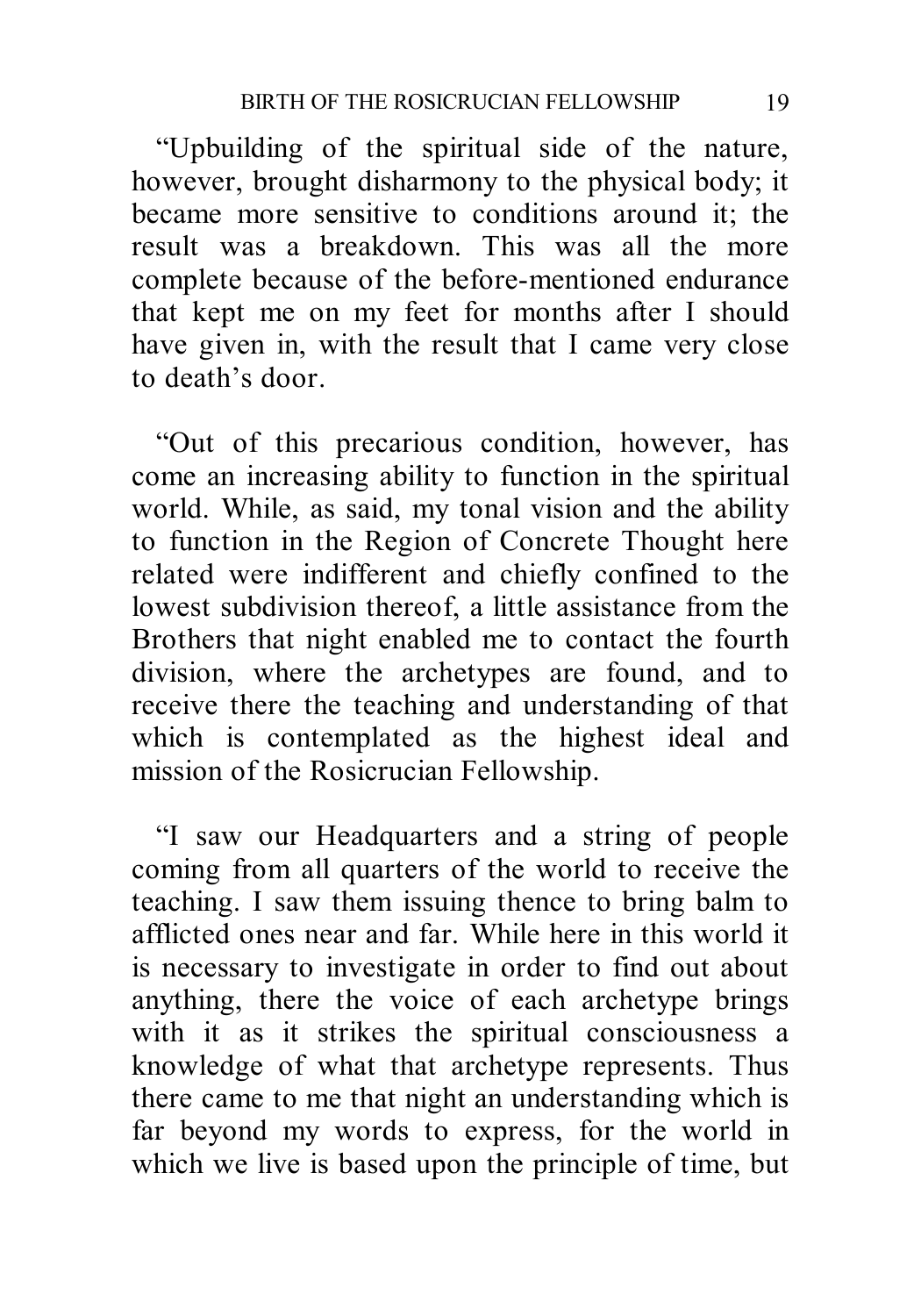"Upbuilding of the spiritual side of the nature, however, brought disharmony to the physical body; it became more sensitive to conditions around it; the result was a breakdown. This was all the more complete because of the before-mentioned endurance that kept me on my feet for months after I should have given in, with the result that I came very close to death's door.

"Out of this precarious condition, however, has come an increasing ability to function in the spiritual world. While, as said, my tonal vision and the ability to function in the Region of Concrete Thought here related were indifferent and chiefly confined to the lowest subdivision thereof, a little assistance from the Brothers that night enabled me to contact the fourth division, where the archetypes are found, and to receive there the teaching and understanding of that which is contemplated as the highest ideal and mission of the Rosicrucian Fellowship.

"I saw our Headquarters and a string of people coming from all quarters of the world to receive the teaching. I saw them issuing thence to bring balm to afflicted ones near and far. While here in this world it is necessary to investigate in order to find out about anything, there the voice of each archetype brings with it as it strikes the spiritual consciousness a knowledge of what that archetype represents. Thus there came to me that night an understanding which is far beyond my words to express, for the world in which we live is based upon the principle of time, but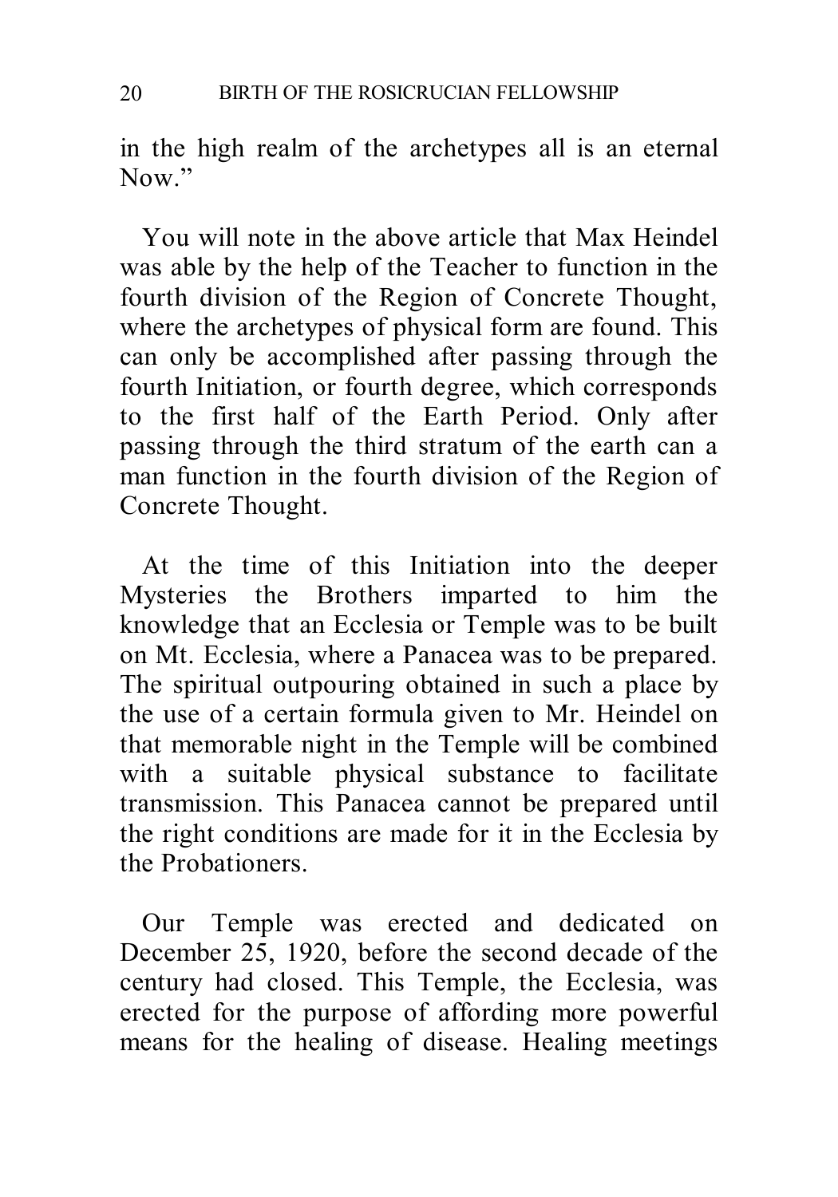in the high realm of the archetypes all is an eternal Now."

You will note in the above article that Max Heindel was able by the help of the Teacher to function in the fourth division of the Region of Concrete Thought, where the archetypes of physical form are found. This can only be accomplished after passing through the fourth Initiation, or fourth degree, which corresponds to the first half of the Earth Period. Only after passing through the third stratum of the earth can a man function in the fourth division of the Region of Concrete Thought.

At the time of this Initiation into the deeper Mysteries the Brothers imparted to him the knowledge that an Ecclesia or Temple was to be built on Mt. Ecclesia, where a Panacea was to be prepared. The spiritual outpouring obtained in such a place by the use of a certain formula given to Mr. Heindel on that memorable night in the Temple will be combined with a suitable physical substance to facilitate transmission. This Panacea cannot be prepared until the right conditions are made for it in the Ecclesia by the Probationers.

Our Temple was erected and dedicated on December 25, 1920, before the second decade of the century had closed. This Temple, the Ecclesia, was erected for the purpose of affording more powerful means for the healing of disease. Healing meetings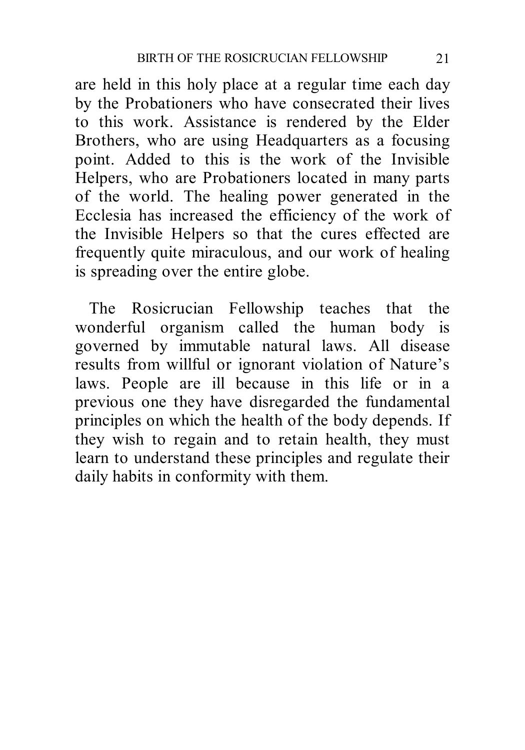are held in this holy place at a regular time each day by the Probationers who have consecrated their lives to this work. Assistance is rendered by the Elder Brothers, who are using Headquarters as a focusing point. Added to this is the work of the Invisible Helpers, who are Probationers located in many parts of the world. The healing power generated in the Ecclesia has increased the efficiency of the work of the Invisible Helpers so that the cures effected are frequently quite miraculous, and our work of healing is spreading over the entire globe.

The Rosicrucian Fellowship teaches that the wonderful organism called the human body is governed by immutable natural laws. All disease results from willful or ignorant violation of Nature's laws. People are ill because in this life or in a previous one they have disregarded the fundamental principles on which the health of the body depends. If they wish to regain and to retain health, they must learn to understand these principles and regulate their daily habits in conformity with them.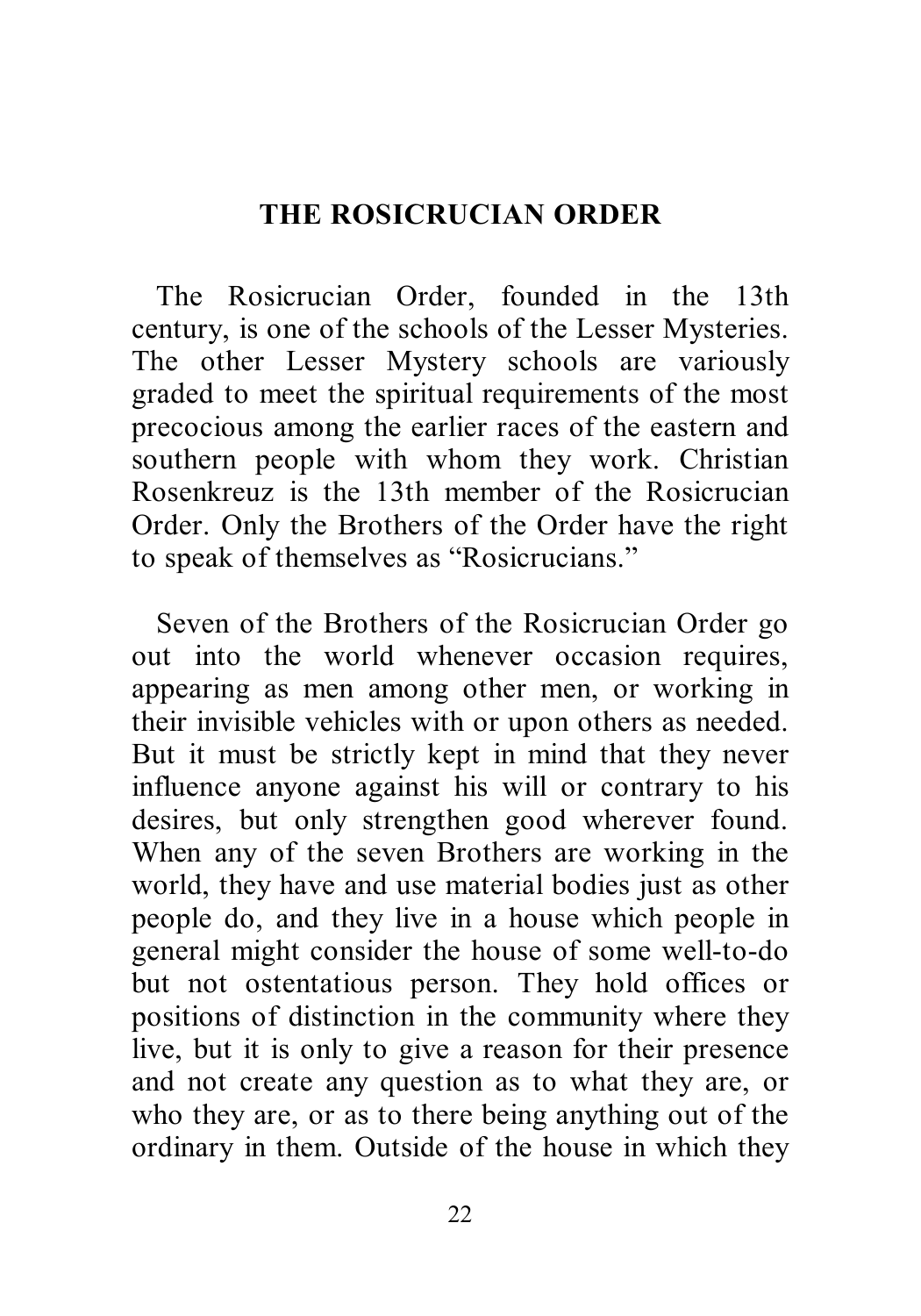## THE ROSICRUCIAN ORDER

The Rosicrucian Order, founded in the 13th century, is one of the schools of the Lesser Mysteries. The other Lesser Mystery schools are variously graded to meet the spiritual requirements of the most precocious among the earlier races of the eastern and southern people with whom they work. Christian Rosenkreuz is the 13th member of the Rosicrucian Order. Only the Brothers of the Order have the right to speak of themselves as "Rosicrucians."

Seven of the Brothers of the Rosicrucian Order go out into the world whenever occasion requires, appearing as men among other men, or working in their invisible vehicles with or upon others as needed. But it must be strictly kept in mind that they never influence anyone against his will or contrary to his desires, but only strengthen good wherever found. When any of the seven Brothers are working in the world, they have and use material bodies just as other people do, and they live in a house which people in general might consider the house of some well-to-do but not ostentatious person. They hold offices or positions of distinction in the community where they live, but it is only to give a reason for their presence and not create any question as to what they are, or who they are, or as to there being anything out of the ordinary in them. Outside of the house in which they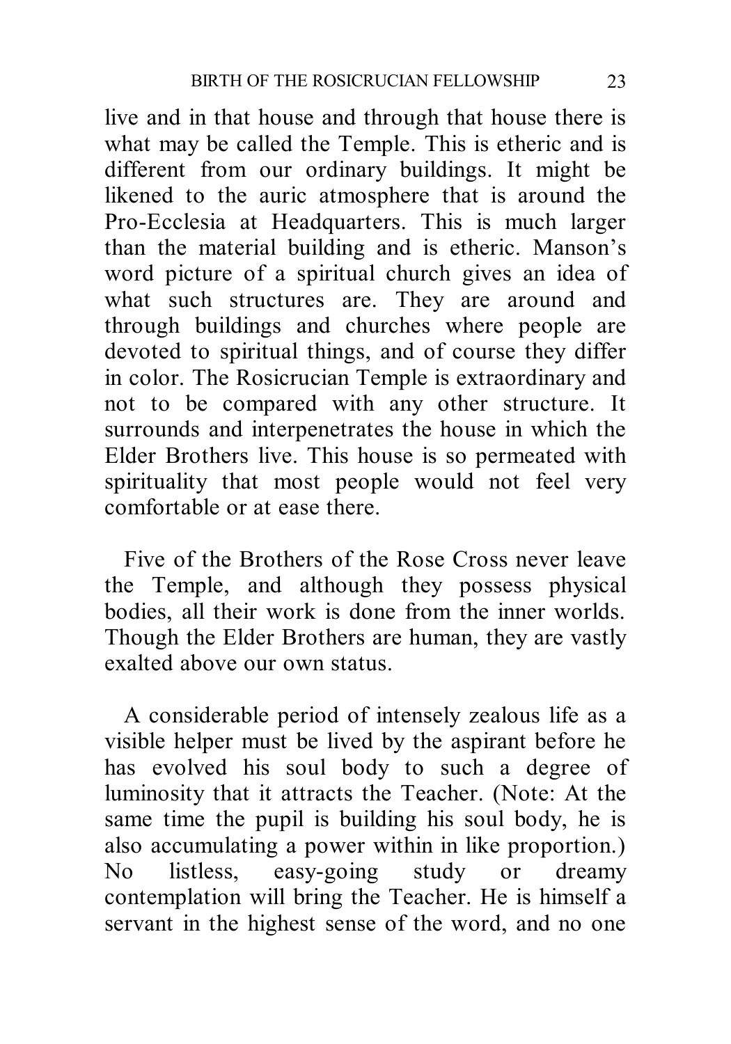live and in that house and through that house there is what may be called the Temple. This is etheric and is different from our ordinary buildings. It might be likened to the auric atmosphere that is around the Pro-Ecclesia at Headquarters. This is much larger than the material building and is etheric. Manson's word picture of a spiritual church gives an idea of what such structures are. They are around and through buildings and churches where people are devoted to spiritual things, and of course they differ in color. The Rosicrucian Temple is extraordinary and not to be compared with any other structure. It surrounds and interpenetrates the house in which the Elder Brothers live. This house is so permeated with spirituality that most people would not feel very comfortable or at ease there.

Five of the Brothers of the Rose Cross never leave the Temple, and although they possess physical bodies, all their work is done from the inner worlds. Though the Elder Brothers are human, they are vastly exalted above our own status.

A considerable period of intensely zealous life as a visible helper must be lived by the aspirant before he has evolved his soul body to such a degree of luminosity that it attracts the Teacher. (Note: At the same time the pupil is building his soul body, he is also accumulating a power within in like proportion.) No listless, easy-going study or dreamy contemplation will bring the Teacher. He is himself a servant in the highest sense of the word, and no one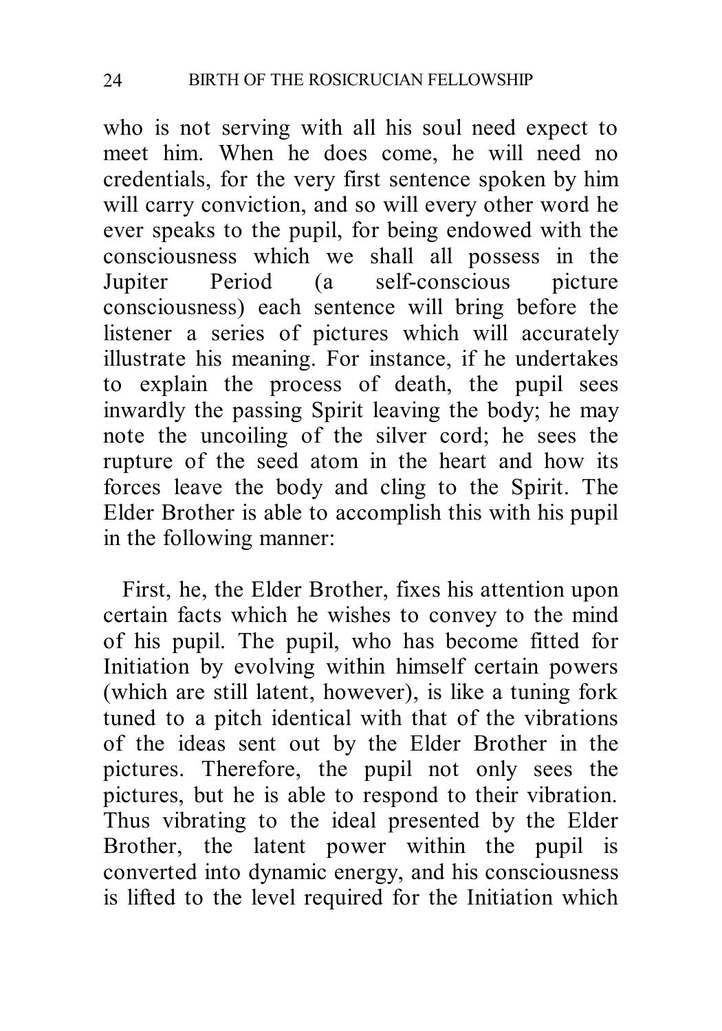who is not serving with all his soul need expect to meet him. When he does come, he will need no credentials, for the very first sentence spoken by him will carry conviction, and so will every other word he ever speaks to the pupil, for being endowed with the consciousness which we shall all possess in the Jupiter Period (a self-conscious picture consciousness) each sentence will bring before the listener a series of pictures which will accurately illustrate his meaning. For instance, if he undertakes to explain the process of death, the pupil sees inwardly the passing Spirit leaving the body; he may note the uncoiling of the silver cord; he sees the rupture of the seed atom in the heart and how its forces leave the body and cling to the Spirit. The Elder Brother is able to accomplish this with his pupil in the following manner:

First, he, the Elder Brother, fixes his attention upon certain facts which he wishes to convey to the mind of his pupil. The pupil, who has become fitted for Initiation by evolving within himself certain powers (which are still latent, however), is like a tuning fork tuned to a pitch identical with that of the vibrations of the ideas sent out by the Elder Brother in the pictures. Therefore, the pupil not only sees the pictures, but he is able to respond to their vibration. Thus vibrating to the ideal presented by the Elder Brother, the latent power within the pupil is converted into dynamic energy, and his consciousness is lifted to the level required for the Initiation which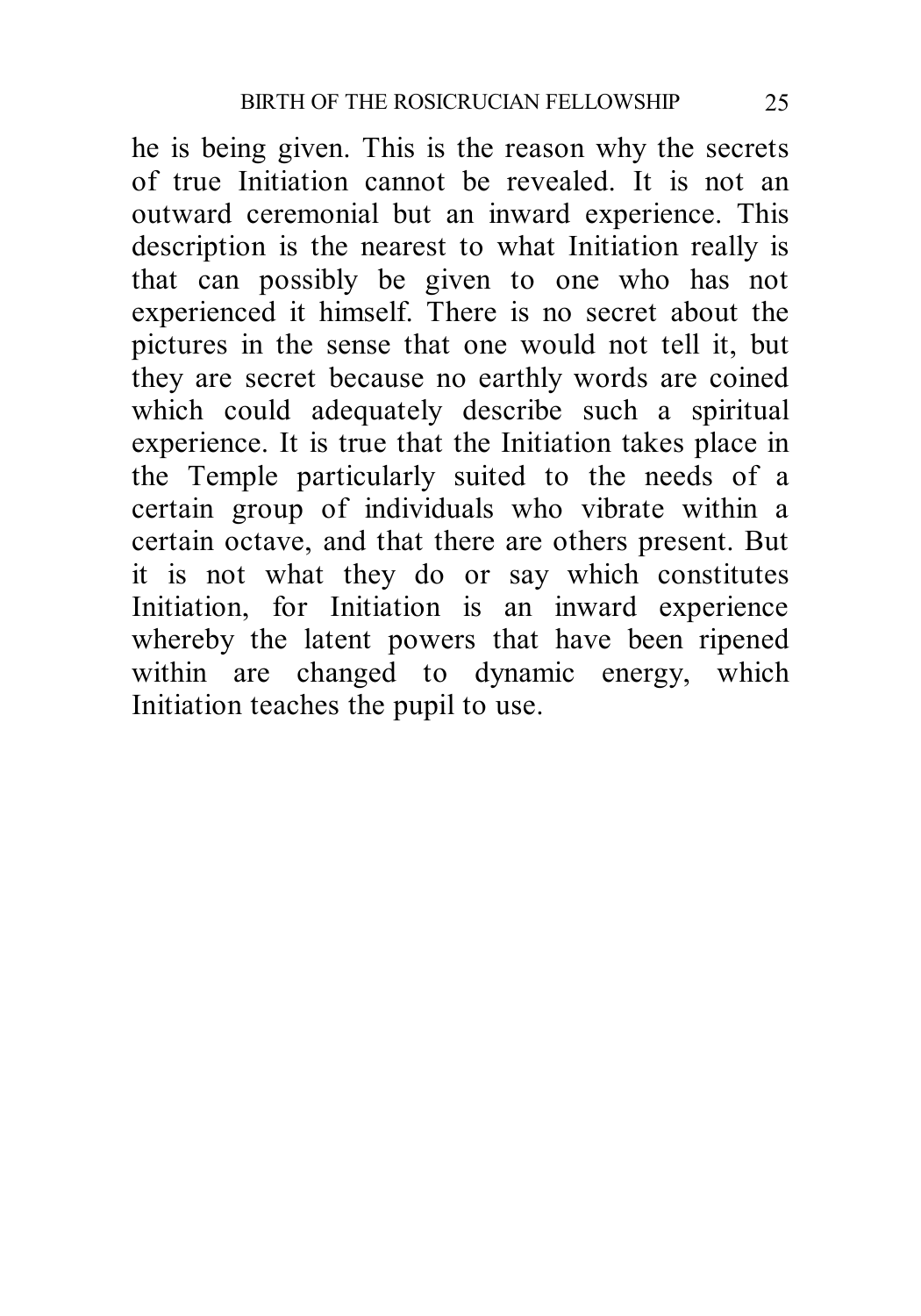he is being given. This is the reason why the secrets of true Initiation cannot be revealed. It is not an outward ceremonial but an inward experience. This description is the nearest to what Initiation really is that can possibly be given to one who has not experienced it himself. There is no secret about the pictures in the sense that one would not tell it, but they are secret because no earthly words are coined which could adequately describe such a spiritual experience. It is true that the Initiation takes place in the Temple particularly suited to the needs of a certain group of individuals who vibrate within a certain octave, and that there are others present. But it is not what they do or say which constitutes Initiation, for Initiation is an inward experience whereby the latent powers that have been ripened within are changed to dynamic energy, which Initiation teaches the pupil to use.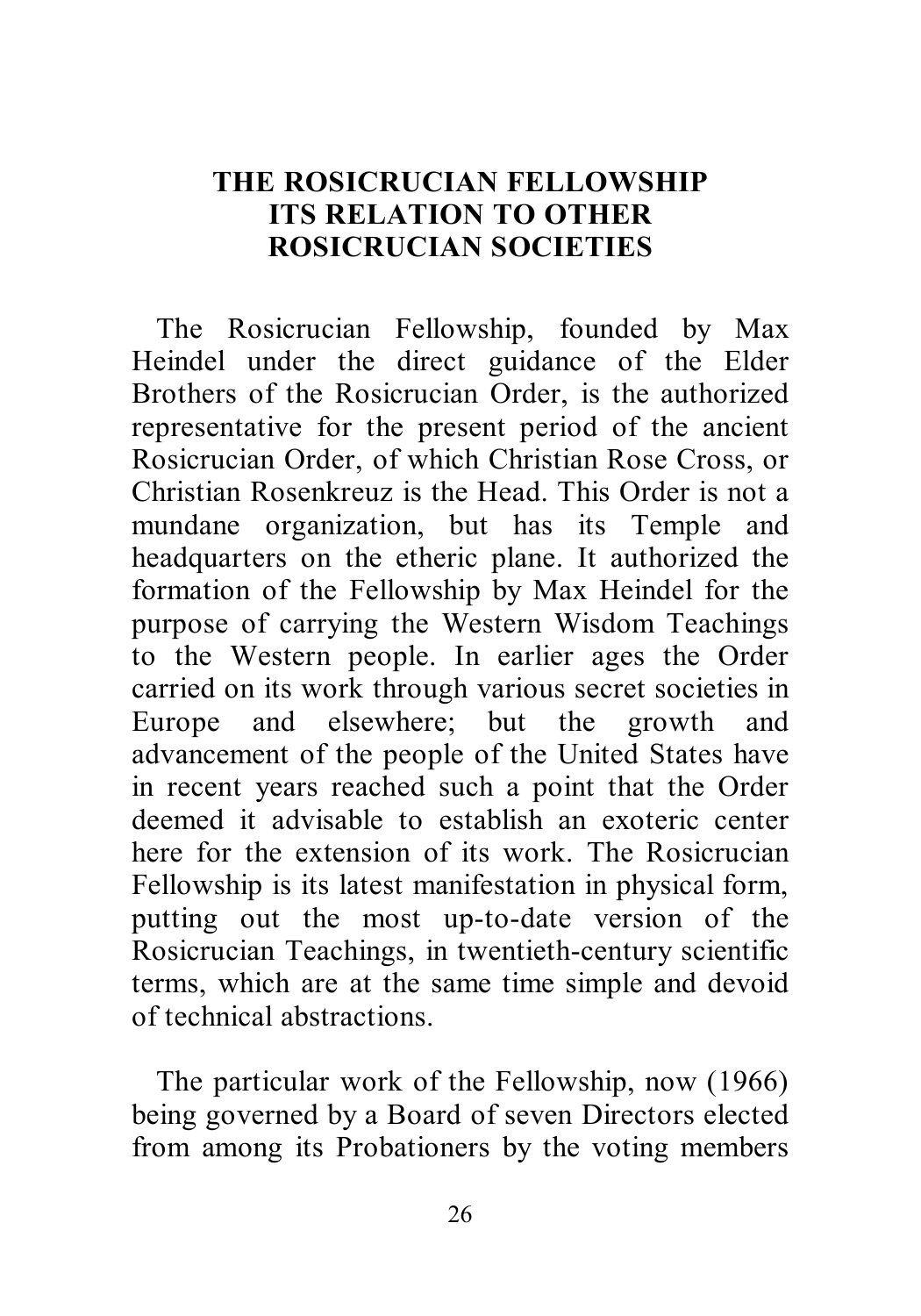## THE ROSICRUCIAN FELLOWSHIP ITS RELATION TO OTHER ROSICRUCIAN SOCIETIES

The Rosicrucian Fellowship, founded by Max Heindel under the direct guidance of the Elder Brothers of the Rosicrucian Order, is the authorized representative for the present period of the ancient Rosicrucian Order, of which Christian Rose Cross, or Christian Rosenkreuz is the Head. This Order is not a mundane organization, but has its Temple and headquarters on the etheric plane. It authorized the formation of the Fellowship by Max Heindel for the purpose of carrying the Western Wisdom Teachings to the Western people. In earlier ages the Order carried on its work through various secret societies in Europe and elsewhere; but the growth and advancement of the people of the United States have in recent years reached such a point that the Order deemed it advisable to establish an exoteric center here for the extension of its work. The Rosicrucian Fellowship is its latest manifestation in physical form, putting out the most up-to-date version of the Rosicrucian Teachings, in twentieth-century scientific terms, which are at the same time simple and devoid of technical abstractions.

The particular work of the Fellowship, now (1966) being governed by a Board of seven Directors elected from among its Probationers by the voting members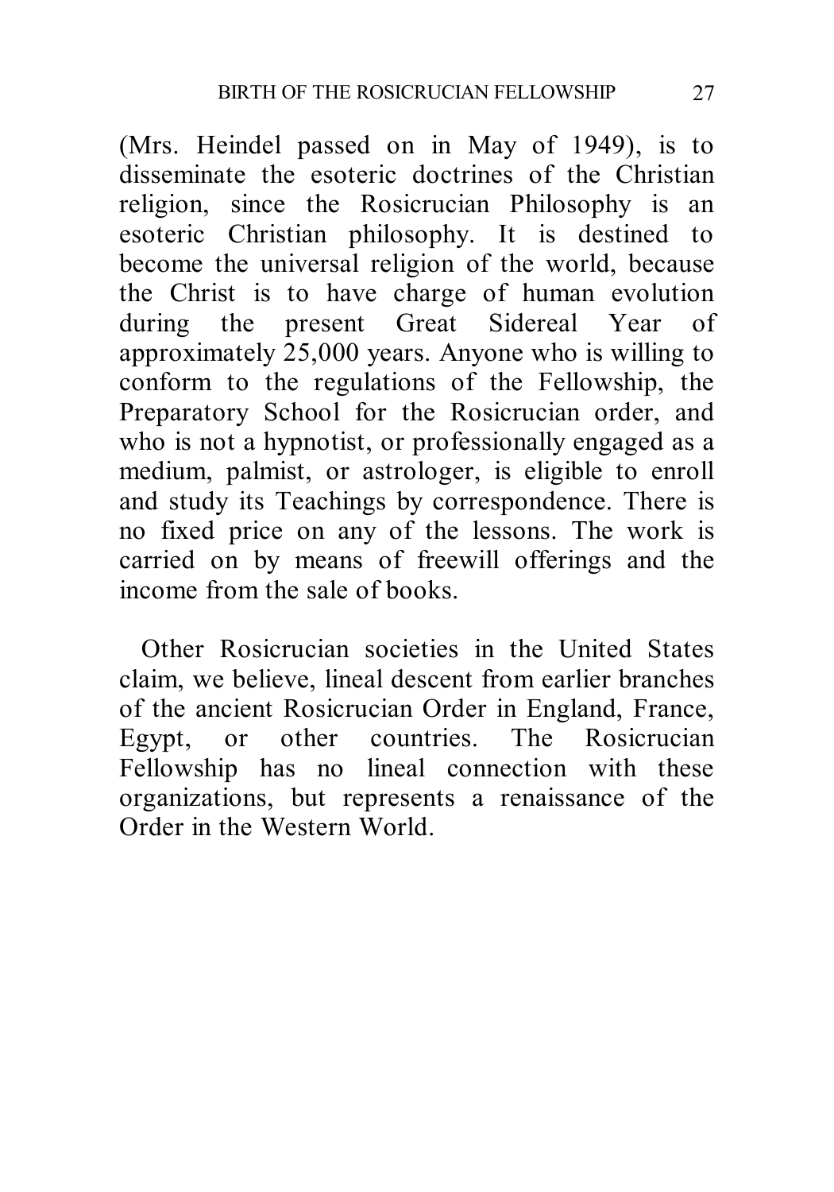(Mrs. Heindel passed on in May of 1949), is to disseminate the esoteric doctrines of the Christian religion, since the Rosicrucian Philosophy is an esoteric Christian philosophy. It is destined to become the universal religion of the world, because the Christ is to have charge of human evolution during the present Great Sidereal Year of approximately 25,000 years. Anyone who is willing to conform to the regulations of the Fellowship, the Preparatory School for the Rosicrucian order, and who is not a hypnotist, or professionally engaged as a medium, palmist, or astrologer, is eligible to enroll and study its Teachings by correspondence. There is no fixed price on any of the lessons. The work is carried on by means of freewill offerings and the income from the sale of books.

Other Rosicrucian societies in the United States claim, we believe, lineal descent from earlier branches of the ancient Rosicrucian Order in England, France, Egypt, or other countries. The Rosicrucian Fellowship has no lineal connection with these organizations, but represents a renaissance of the Order in the Western World.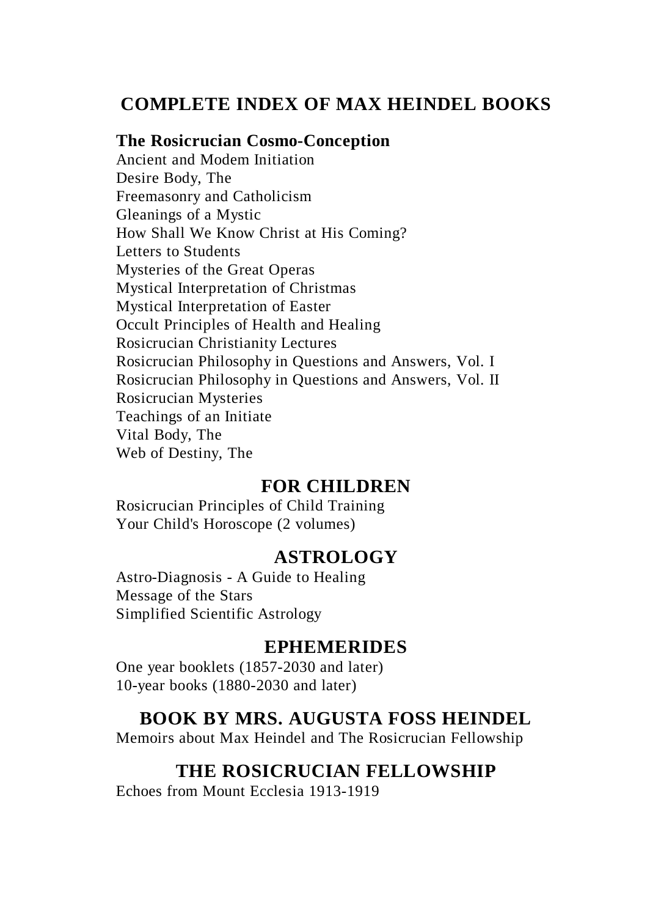# COMPLETE INDEX OF MAX HEINDEL BOOKS

**The Rosicrucian Cosmo-Conception**

Ancient and Modem Initiation
Desire Body, The
Freemasonry and Catholicism
Gleanings of a Mystic
How Shall We Know Christ at His Coming?
Letters to Students
Mysteries of the Great Operas
Mystical Interpretation of Christmas
Mystical Interpretation of Easter
Occult Principles of Health and Healing
Rosicrucian Christianity Lectures
Rosicrucian Philosophy in Questions and Answers, Vol. I
Rosicrucian Philosophy in Questions and Answers, Vol. II
Rosicrucian Mysteries
Teachings of an Initiate
Vital Body, The
Web of Destiny, The

## FOR CHILDREN

Rosicrucian Principles of Child Training
Your Child's Horoscope (2 volumes)

## ASTROLOGY

Astro-Diagnosis - A Guide to Healing
Message of the Stars
Simplified Scientific Astrology

## EPHEMERIDES

One year booklets (1857-2030 and later)
10-year books (1880-2030 and later)

## BOOK BY MRS. AUGUSTA FOSS HEINDEL

Memoirs about Max Heindel and The Rosicrucian Fellowship

## THE ROSICRUCIAN FELLOWSHIP

Echoes from Mount Ecclesia 1913-1919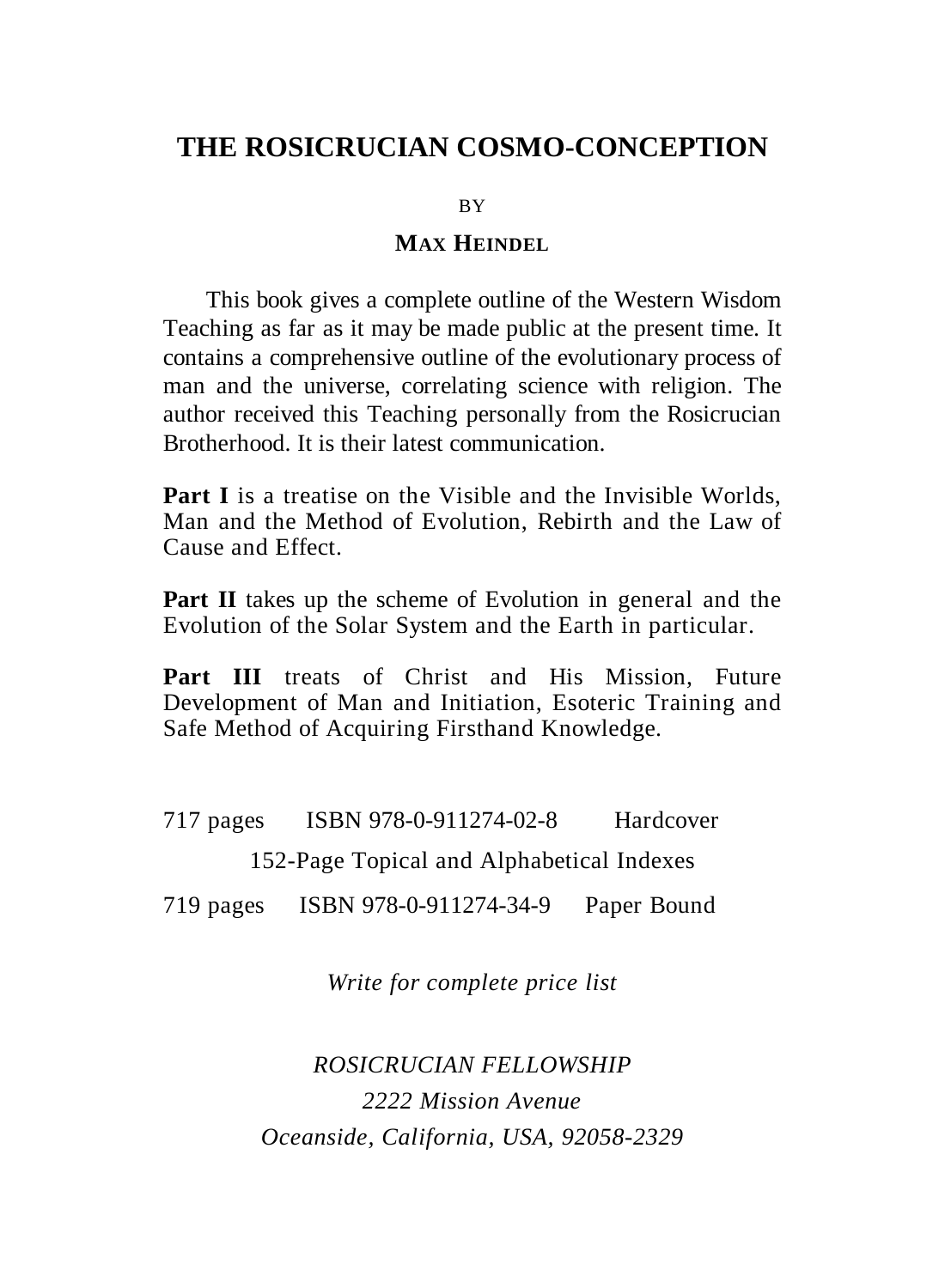# THE ROSICRUCIAN COSMO-CONCEPTION

BY

**MAX HEINDEL**

This book gives a complete outline of the Western Wisdom Teaching as far as it may be made public at the present time. It contains a comprehensive outline of the evolutionary process of man and the universe, correlating science with religion. The author received this Teaching personally from the Rosicrucian Brotherhood. It is their latest communication.

**Part I** is a treatise on the Visible and the Invisible Worlds, Man and the Method of Evolution, Rebirth and the Law of Cause and Effect.

**Part II** takes up the scheme of Evolution in general and the Evolution of the Solar System and the Earth in particular.

**Part III** treats of Christ and His Mission, Future Development of Man and Initiation, Esoteric Training and Safe Method of Acquiring Firsthand Knowledge.

717 pages ISBN 978-0-911274-02-8 Hardcover

152-Page Topical and Alphabetical Indexes

719 pages ISBN 978-0-911274-34-9 Paper Bound

*Write for complete price list*

*ROSICRUCIAN FELLOWSHIP*

*2222 Mission Avenue*

*Oceanside, California, USA, 92058-2329*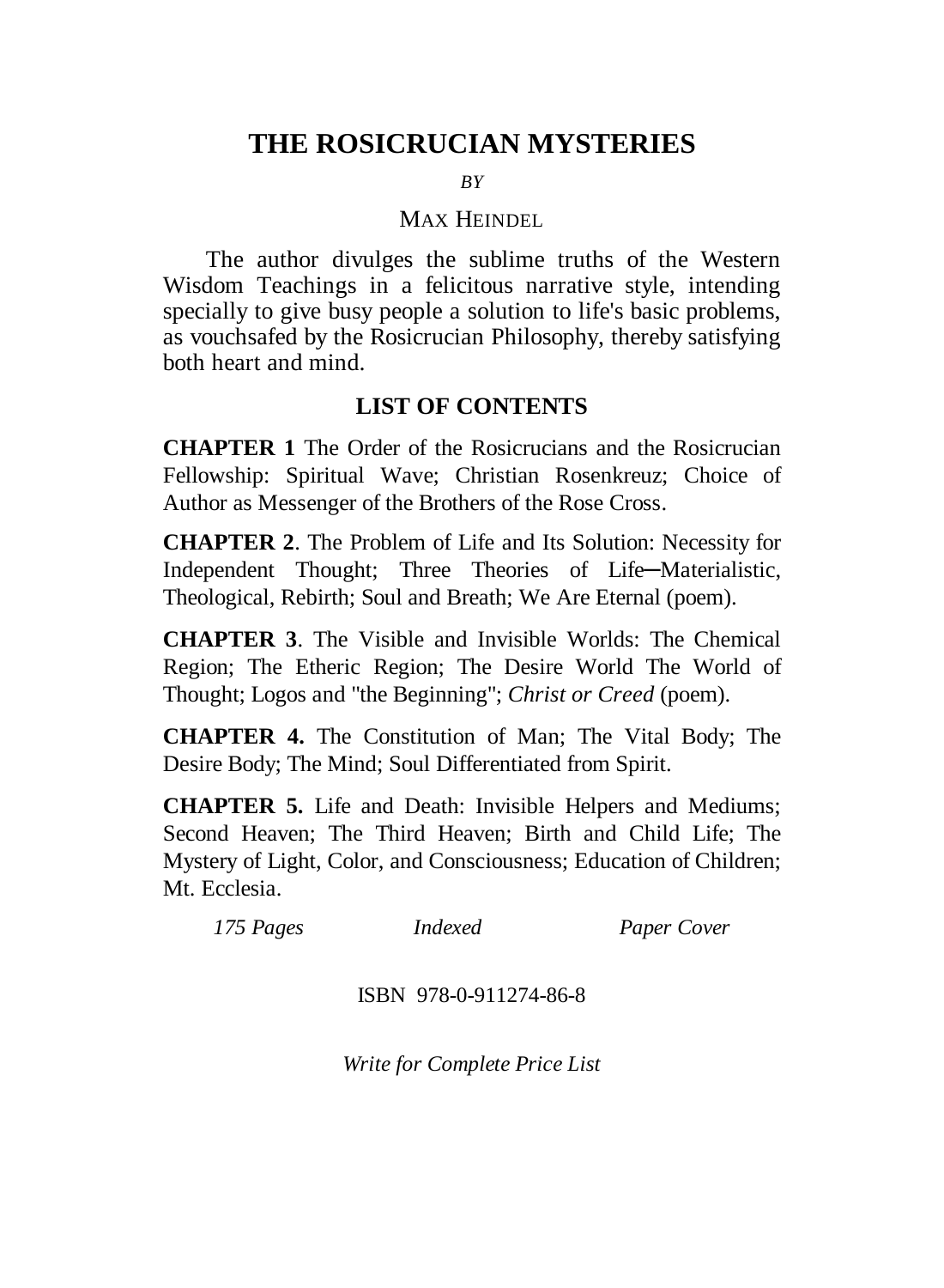# THE ROSICRUCIAN MYSTERIES

*BY*

MAX HEINDEL

The author divulges the sublime truths of the Western Wisdom Teachings in a felicitous narrative style, intending specially to give busy people a solution to life's basic problems, as vouchsafed by the Rosicrucian Philosophy, thereby satisfying both heart and mind.

## LIST OF CONTENTS

**CHAPTER 1** The Order of the Rosicrucians and the Rosicrucian Fellowship: Spiritual Wave; Christian Rosenkreuz; Choice of Author as Messenger of the Brothers of the Rose Cross.

**CHAPTER 2**. The Problem of Life and Its Solution: Necessity for Independent Thought; Three Theories of Life—Materialistic, Theological, Rebirth; Soul and Breath; We Are Eternal (poem).

**CHAPTER 3**. The Visible and Invisible Worlds: The Chemical Region; The Etheric Region; The Desire World The World of Thought; Logos and "the Beginning"; *Christ or Creed* (poem).

**CHAPTER 4.** The Constitution of Man; The Vital Body; The Desire Body; The Mind; Soul Differentiated from Spirit.

**CHAPTER 5.** Life and Death: Invisible Helpers and Mediums; Second Heaven; The Third Heaven; Birth and Child Life; The Mystery of Light, Color, and Consciousness; Education of Children; Mt. Ecclesia.

*175 Pages* *Indexed* *Paper Cover*

ISBN 978-0-911274-86-8

*Write for Complete Price List*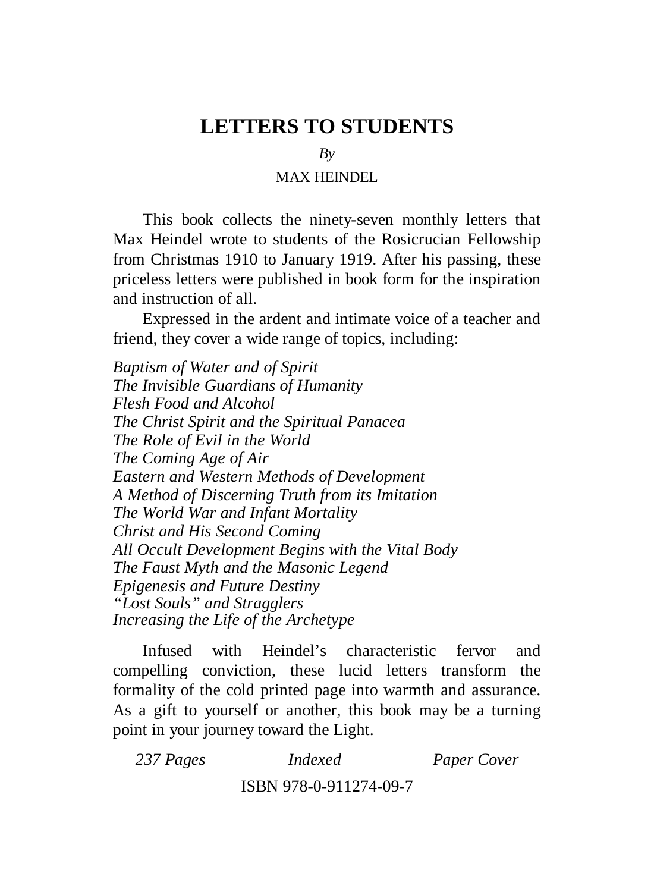# LETTERS TO STUDENTS

*By*

MAX HEINDEL

This book collects the ninety-seven monthly letters that Max Heindel wrote to students of the Rosicrucian Fellowship from Christmas 1910 to January 1919. After his passing, these priceless letters were published in book form for the inspiration and instruction of all.

Expressed in the ardent and intimate voice of a teacher and friend, they cover a wide range of topics, including:

*Baptism of Water and of Spirit*
*The Invisible Guardians of Humanity*
*Flesh Food and Alcohol*
*The Christ Spirit and the Spiritual Panacea*
*The Role of Evil in the World*
*The Coming Age of Air*
*Eastern and Western Methods of Development*
*A Method of Discerning Truth from its Imitation*
*The World War and Infant Mortality*
*Christ and His Second Coming*
*All Occult Development Begins with the Vital Body*
*The Faust Myth and the Masonic Legend*
*Epigenesis and Future Destiny*
*"Lost Souls" and Stragglers*
*Increasing the Life of the Archetype*

Infused with Heindel's characteristic fervor and compelling conviction, these lucid letters transform the formality of the cold printed page into warmth and assurance. As a gift to yourself or another, this book may be a turning point in your journey toward the Light.

*237 Pages* *Indexed* *Paper Cover*

ISBN 978-0-911274-09-7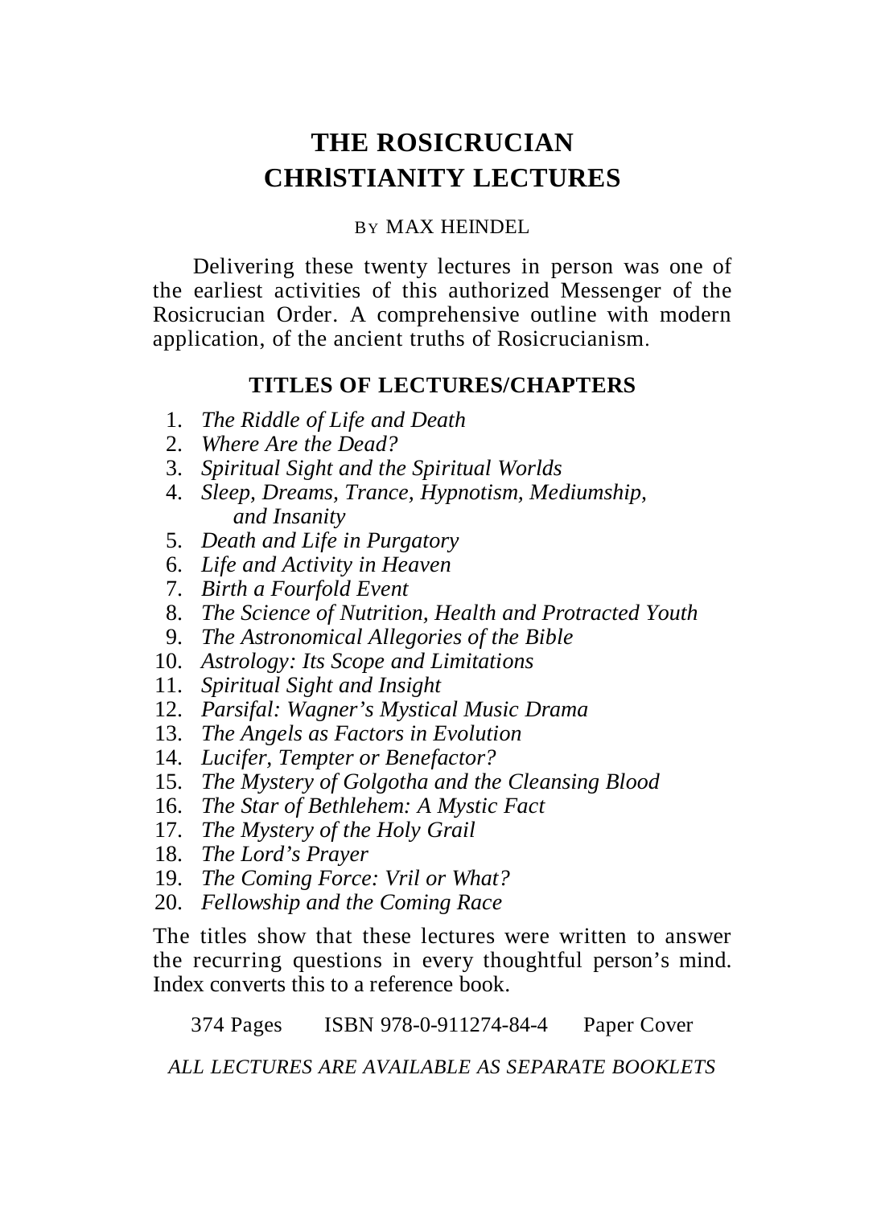# THE ROSICRUCIAN CHRISTIANITY LECTURES

BY MAX HEINDEL

Delivering these twenty lectures in person was one of the earliest activities of this authorized Messenger of the Rosicrucian Order. A comprehensive outline with modern application, of the ancient truths of Rosicrucianism.

## TITLES OF LECTURES/CHAPTERS

1. *The Riddle of Life and Death*
2. *Where Are the Dead?*
3. *Spiritual Sight and the Spiritual Worlds*
4. *Sleep, Dreams, Trance, Hypnotism, Mediumship, and Insanity*
5. *Death and Life in Purgatory*
6. *Life and Activity in Heaven*
7. *Birth a Fourfold Event*
8. *The Science of Nutrition, Health and Protracted Youth*
9. *The Astronomical Allegories of the Bible*
10. *Astrology: Its Scope and Limitations*
11. *Spiritual Sight and Insight*
12. *Parsifal: Wagner's Mystical Music Drama*
13. *The Angels as Factors in Evolution*
14. *Lucifer, Tempter or Benefactor?*
15. *The Mystery of Golgotha and the Cleansing Blood*
16. *The Star of Bethlehem: A Mystic Fact*
17. *The Mystery of the Holy Grail*
18. *The Lord's Prayer*
19. *The Coming Force: Vril or What?*
20. *Fellowship and the Coming Race*

The titles show that these lectures were written to answer the recurring questions in every thoughtful person's mind. Index converts this to a reference book.

374 Pages ISBN 978-0-911274-84-4 Paper Cover

*ALL LECTURES ARE AVAILABLE AS SEPARATE BOOKLETS*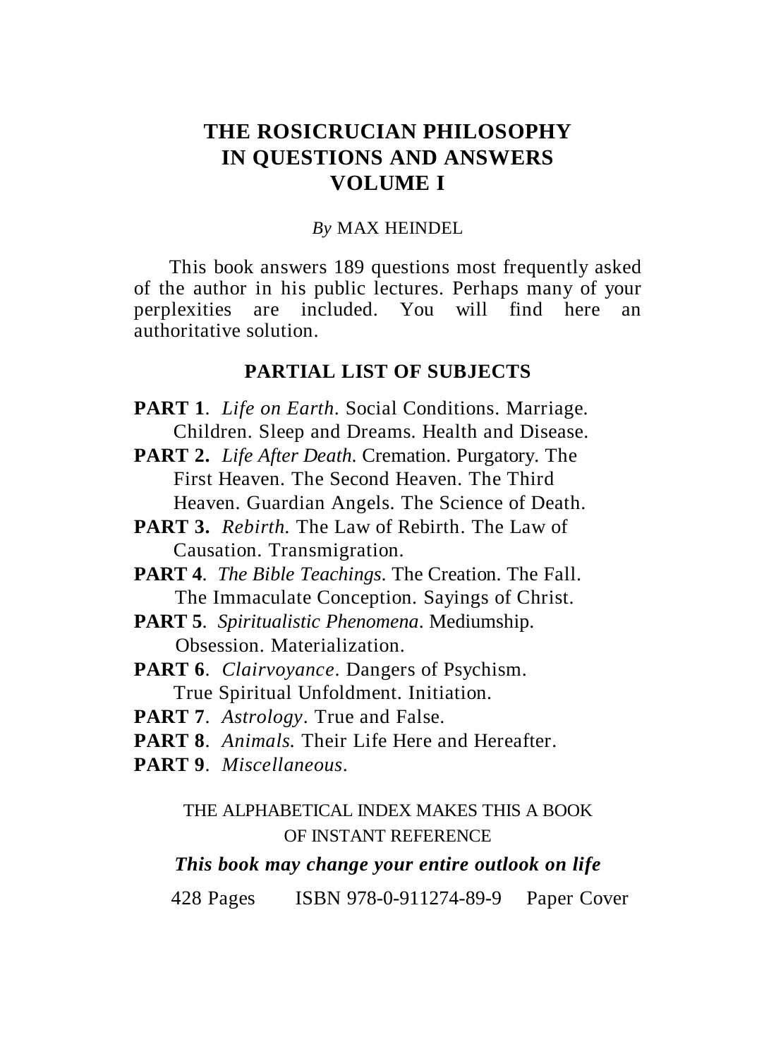# THE ROSICRUCIAN PHILOSOPHY IN QUESTIONS AND ANSWERS VOLUME I

*By* MAX HEINDEL

This book answers 189 questions most frequently asked of the author in his public lectures. Perhaps many of your perplexities are included. You will find here an authoritative solution.

## PARTIAL LIST OF SUBJECTS

**PART 1**. *Life on Earth*. Social Conditions. Marriage. Children. Sleep and Dreams. Health and Disease.

**PART 2.** *Life After Death*. Cremation. Purgatory. The First Heaven. The Second Heaven. The Third Heaven. Guardian Angels. The Science of Death.

**PART 3.** *Rebirth*. The Law of Rebirth. The Law of Causation. Transmigration.

**PART 4**. *The Bible Teachings*. The Creation. The Fall. The Immaculate Conception. Sayings of Christ.

**PART 5**. *Spiritualistic Phenomena*. Mediumship. Obsession. Materialization.

**PART 6**. *Clairvoyance*. Dangers of Psychism. True Spiritual Unfoldment. Initiation.

**PART 7**. *Astrology*. True and False.

**PART 8**. *Animals*. Their Life Here and Hereafter.

**PART 9**. *Miscellaneous*.

THE ALPHABETICAL INDEX MAKES THIS A BOOK OF INSTANT REFERENCE

***This book may change your entire outlook on life***

428 Pages ISBN 978-0-911274-89-9 Paper Cover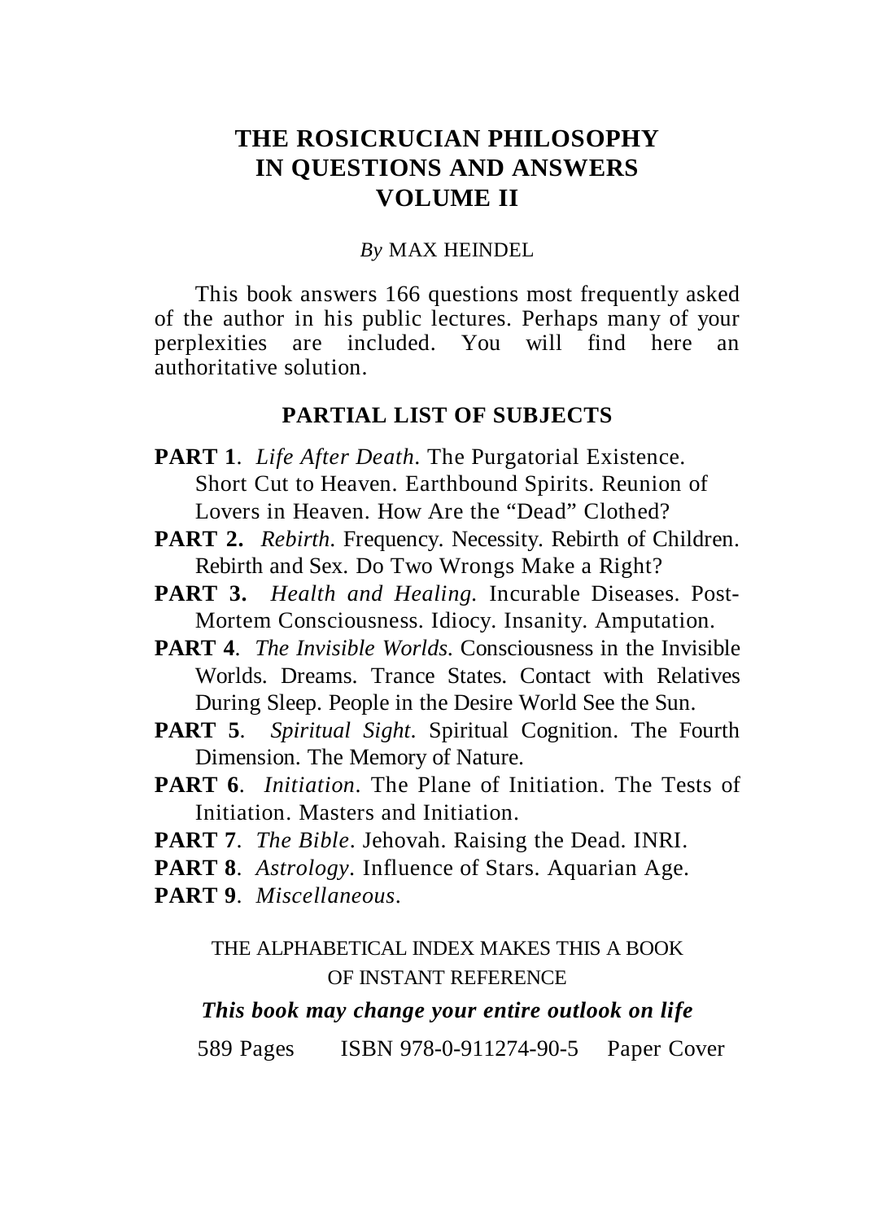# THE ROSICRUCIAN PHILOSOPHY IN QUESTIONS AND ANSWERS VOLUME II

*By* MAX HEINDEL

This book answers 166 questions most frequently asked of the author in his public lectures. Perhaps many of your perplexities are included. You will find here an authoritative solution.

## PARTIAL LIST OF SUBJECTS

**PART 1**. *Life After Death*. The Purgatorial Existence. Short Cut to Heaven. Earthbound Spirits. Reunion of Lovers in Heaven. How Are the "Dead" Clothed?

**PART 2.** *Rebirth*. Frequency. Necessity. Rebirth of Children. Rebirth and Sex. Do Two Wrongs Make a Right?

**PART 3.** *Health and Healing.* Incurable Diseases. Post-Mortem Consciousness. Idiocy. Insanity. Amputation.

**PART 4**. *The Invisible Worlds.* Consciousness in the Invisible Worlds. Dreams. Trance States. Contact with Relatives During Sleep. People in the Desire World See the Sun.

**PART 5**. *Spiritual Sight*. Spiritual Cognition. The Fourth Dimension. The Memory of Nature.

**PART 6**. *Initiation*. The Plane of Initiation. The Tests of Initiation. Masters and Initiation.

**PART 7**. *The Bible*. Jehovah. Raising the Dead. INRI.

**PART 8**. *Astrology*. Influence of Stars. Aquarian Age.

**PART 9**. *Miscellaneous*.

THE ALPHABETICAL INDEX MAKES THIS A BOOK OF INSTANT REFERENCE

***This book may change your entire outlook on life***

589 Pages ISBN 978-0-911274-90-5 Paper Cover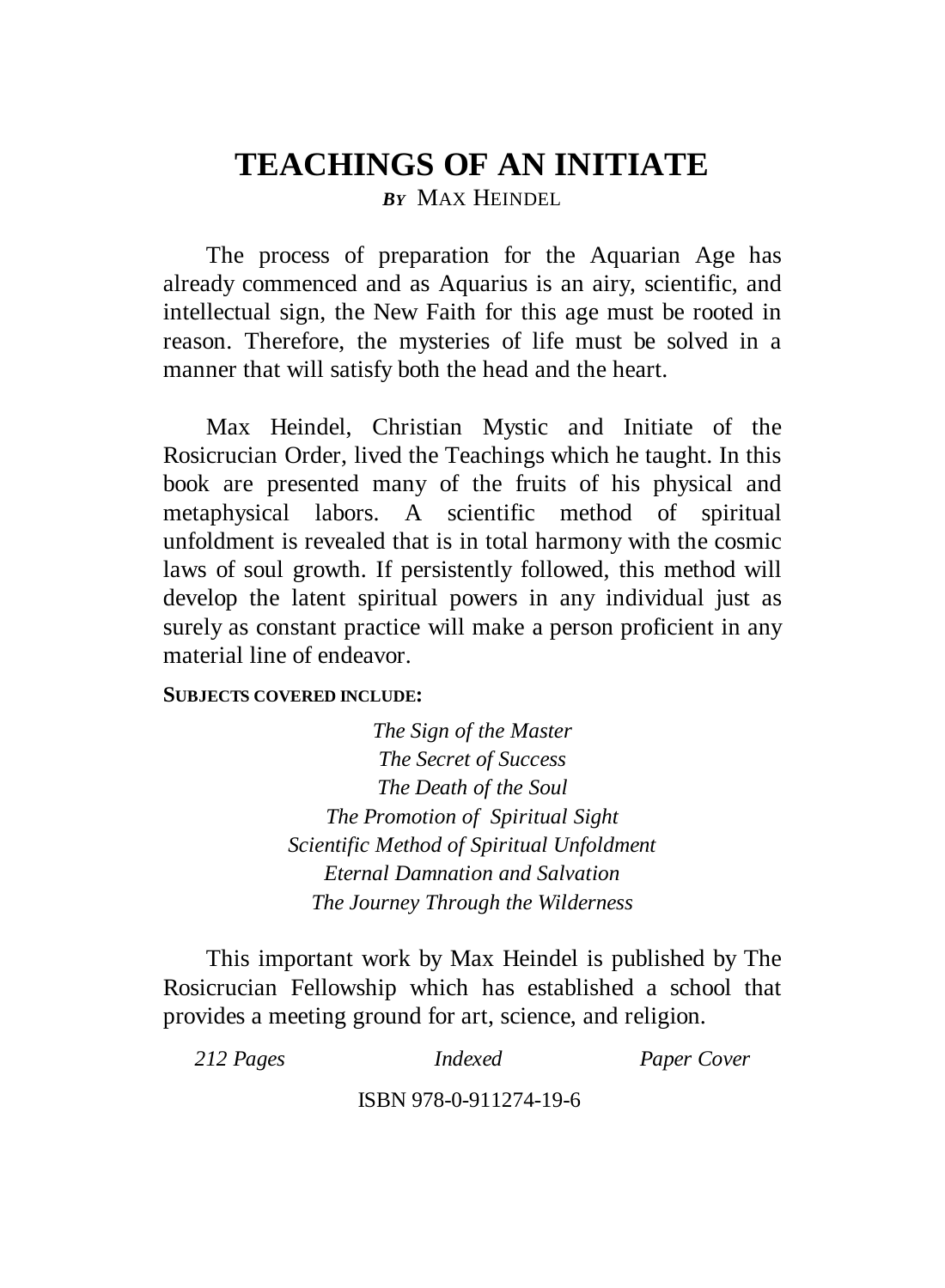# TEACHINGS OF AN INITIATE

*BY* MAX HEINDEL

The process of preparation for the Aquarian Age has already commenced and as Aquarius is an airy, scientific, and intellectual sign, the New Faith for this age must be rooted in reason. Therefore, the mysteries of life must be solved in a manner that will satisfy both the head and the heart.

Max Heindel, Christian Mystic and Initiate of the Rosicrucian Order, lived the Teachings which he taught. In this book are presented many of the fruits of his physical and metaphysical labors. A scientific method of spiritual unfoldment is revealed that is in total harmony with the cosmic laws of soul growth. If persistently followed, this method will develop the latent spiritual powers in any individual just as surely as constant practice will make a person proficient in any material line of endeavor.

**SUBJECTS COVERED INCLUDE:**

*The Sign of the Master*
*The Secret of Success*
*The Death of the Soul*
*The Promotion of Spiritual Sight*
*Scientific Method of Spiritual Unfoldment*
*Eternal Damnation and Salvation*
*The Journey Through the Wilderness*

This important work by Max Heindel is published by The Rosicrucian Fellowship which has established a school that provides a meeting ground for art, science, and religion.

*212 Pages* — *Indexed* — *Paper Cover*

ISBN 978-0-911274-19-6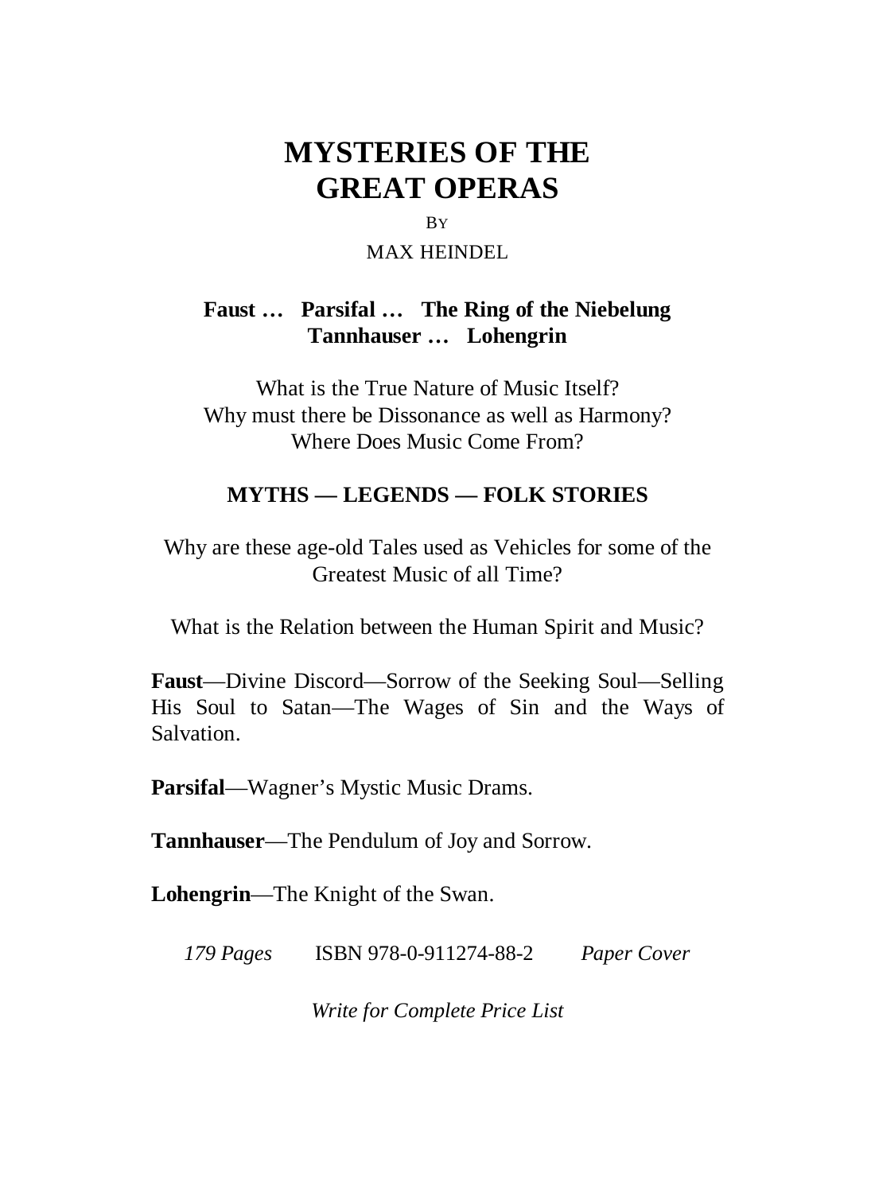# MYSTERIES OF THE GREAT OPERAS

BY

MAX HEINDEL

**Faust … Parsifal … The Ring of the Niebelung**
**Tannhauser … Lohengrin**

What is the True Nature of Music Itself?
Why must there be Dissonance as well as Harmony?
Where Does Music Come From?

**MYTHS — LEGENDS — FOLK STORIES**

Why are these age-old Tales used as Vehicles for some of the Greatest Music of all Time?

What is the Relation between the Human Spirit and Music?

**Faust**—Divine Discord—Sorrow of the Seeking Soul—Selling His Soul to Satan—The Wages of Sin and the Ways of Salvation.

**Parsifal**—Wagner's Mystic Music Drams.

**Tannhauser**—The Pendulum of Joy and Sorrow.

**Lohengrin**—The Knight of the Swan.

*179 Pages* ISBN 978-0-911274-88-2 *Paper Cover*

*Write for Complete Price List*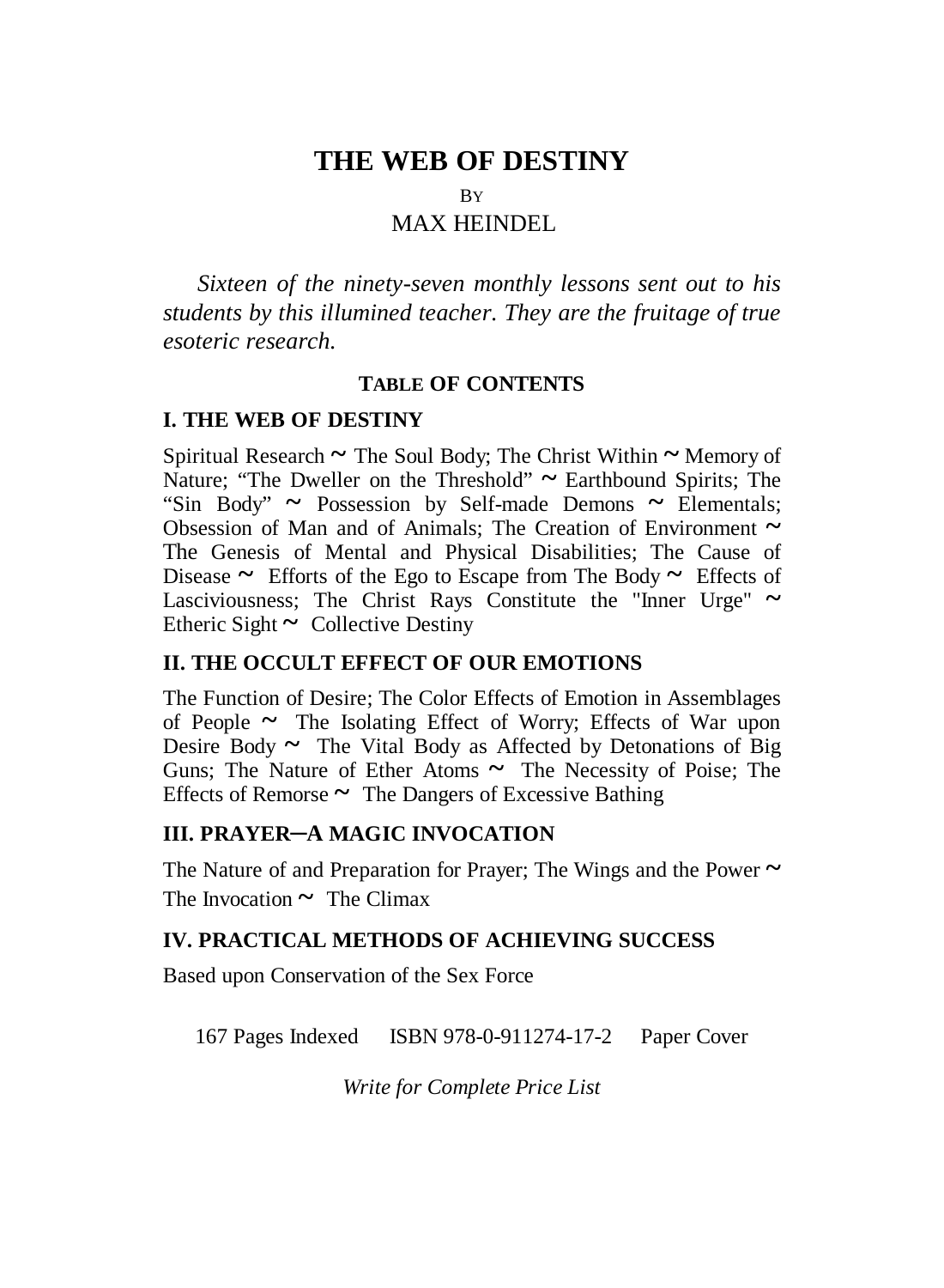# THE WEB OF DESTINY

BY

MAX HEINDEL

*Sixteen of the ninety-seven monthly lessons sent out to his students by this illumined teacher. They are the fruitage of true esoteric research.*

**TABLE OF CONTENTS**

### I. THE WEB OF DESTINY

Spiritual Research ~ The Soul Body; The Christ Within ~ Memory of Nature; "The Dweller on the Threshold" ~ Earthbound Spirits; The "Sin Body" ~ Possession by Self-made Demons ~ Elementals; Obsession of Man and of Animals; The Creation of Environment ~ The Genesis of Mental and Physical Disabilities; The Cause of Disease ~ Efforts of the Ego to Escape from The Body ~ Effects of Lasciviousness; The Christ Rays Constitute the "Inner Urge" ~ Etheric Sight ~ Collective Destiny

### II. THE OCCULT EFFECT OF OUR EMOTIONS

The Function of Desire; The Color Effects of Emotion in Assemblages of People ~ The Isolating Effect of Worry; Effects of War upon Desire Body ~ The Vital Body as Affected by Detonations of Big Guns; The Nature of Ether Atoms ~ The Necessity of Poise; The Effects of Remorse ~ The Dangers of Excessive Bathing

### III. PRAYER—A MAGIC INVOCATION

The Nature of and Preparation for Prayer; The Wings and the Power ~ The Invocation ~ The Climax

### IV. PRACTICAL METHODS OF ACHIEVING SUCCESS

Based upon Conservation of the Sex Force

167 Pages Indexed ISBN 978-0-911274-17-2 Paper Cover

*Write for Complete Price List*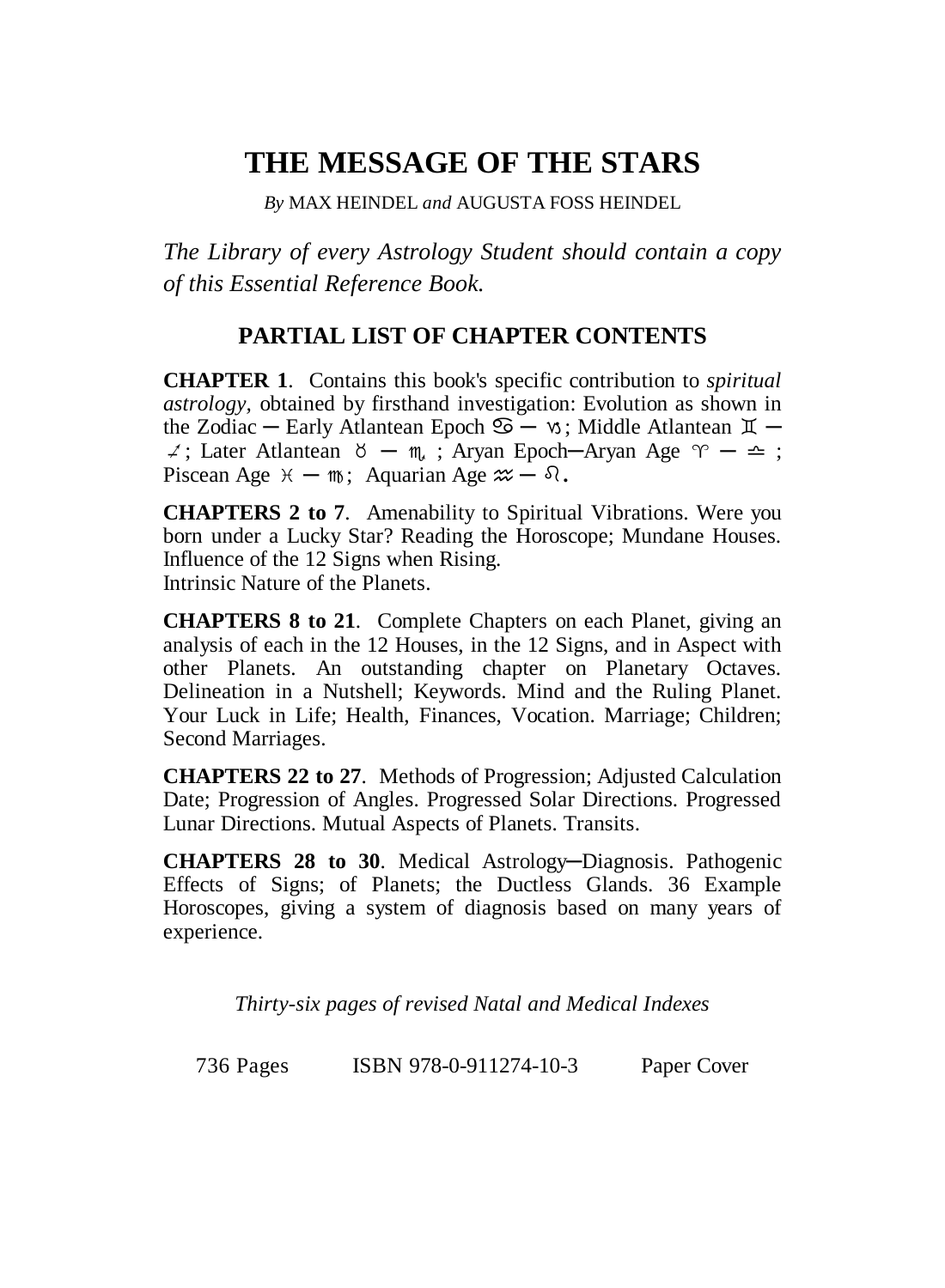# THE MESSAGE OF THE STARS

*By* MAX HEINDEL *and* AUGUSTA FOSS HEINDEL

*The Library of every Astrology Student should contain a copy of this Essential Reference Book.*

## PARTIAL LIST OF CHAPTER CONTENTS

**CHAPTER 1**. Contains this book's specific contribution to *spiritual astrology,* obtained by firsthand investigation: Evolution as shown in the Zodiac ─ Early Atlantean Epoch ♋ ─ ♑; Middle Atlantean ♊ ─ ♐; Later Atlantean ♉ ─ ♏ ; Aryan Epoch─Aryan Age ♈ ─ ♎ ; Piscean Age ♓ ─ ♍; Aquarian Age ♒ ─ ♌.

**CHAPTERS 2 to 7**. Amenability to Spiritual Vibrations. Were you born under a Lucky Star? Reading the Horoscope; Mundane Houses. Influence of the 12 Signs when Rising.
Intrinsic Nature of the Planets.

**CHAPTERS 8 to 21**. Complete Chapters on each Planet, giving an analysis of each in the 12 Houses, in the 12 Signs, and in Aspect with other Planets. An outstanding chapter on Planetary Octaves. Delineation in a Nutshell; Keywords. Mind and the Ruling Planet. Your Luck in Life; Health, Finances, Vocation. Marriage; Children; Second Marriages.

**CHAPTERS 22 to 27**. Methods of Progression; Adjusted Calculation Date; Progression of Angles. Progressed Solar Directions. Progressed Lunar Directions. Mutual Aspects of Planets. Transits.

**CHAPTERS 28 to 30**. Medical Astrology─Diagnosis. Pathogenic Effects of Signs; of Planets; the Ductless Glands. 36 Example Horoscopes, giving a system of diagnosis based on many years of experience.

*Thirty-six pages of revised Natal and Medical Indexes*

736 Pages    ISBN 978-0-911274-10-3    Paper Cover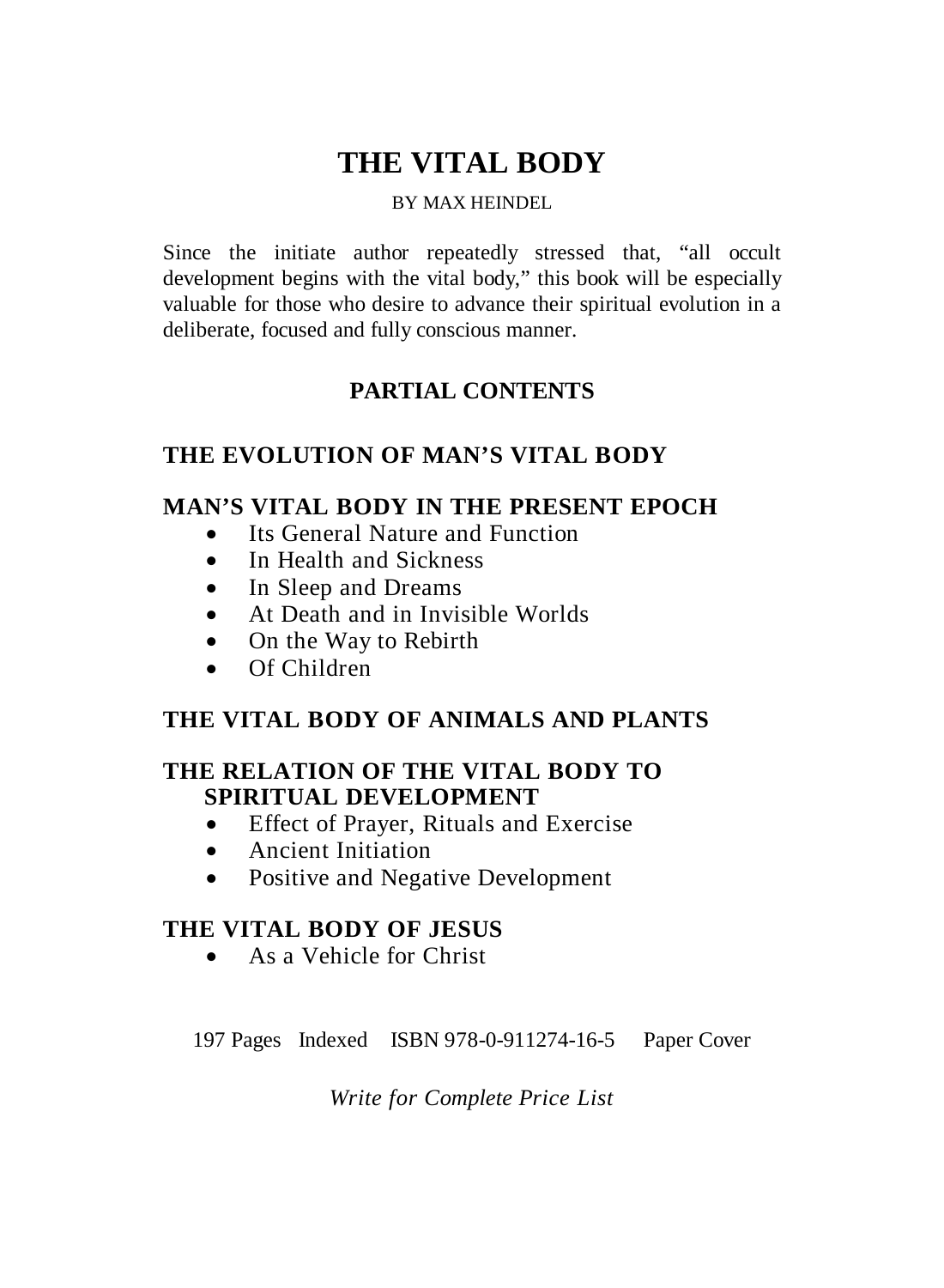# THE VITAL BODY

BY MAX HEINDEL

Since the initiate author repeatedly stressed that, "all occult development begins with the vital body," this book will be especially valuable for those who desire to advance their spiritual evolution in a deliberate, focused and fully conscious manner.

## PARTIAL CONTENTS

### THE EVOLUTION OF MAN'S VITAL BODY

### MAN'S VITAL BODY IN THE PRESENT EPOCH

- Its General Nature and Function
- In Health and Sickness
- In Sleep and Dreams
- At Death and in Invisible Worlds
- On the Way to Rebirth
- Of Children

### THE VITAL BODY OF ANIMALS AND PLANTS

### THE RELATION OF THE VITAL BODY TO SPIRITUAL DEVELOPMENT

- Effect of Prayer, Rituals and Exercise
- Ancient Initiation
- Positive and Negative Development

### THE VITAL BODY OF JESUS

- As a Vehicle for Christ

197 Pages   Indexed   ISBN 978-0-911274-16-5   Paper Cover

*Write for Complete Price List*